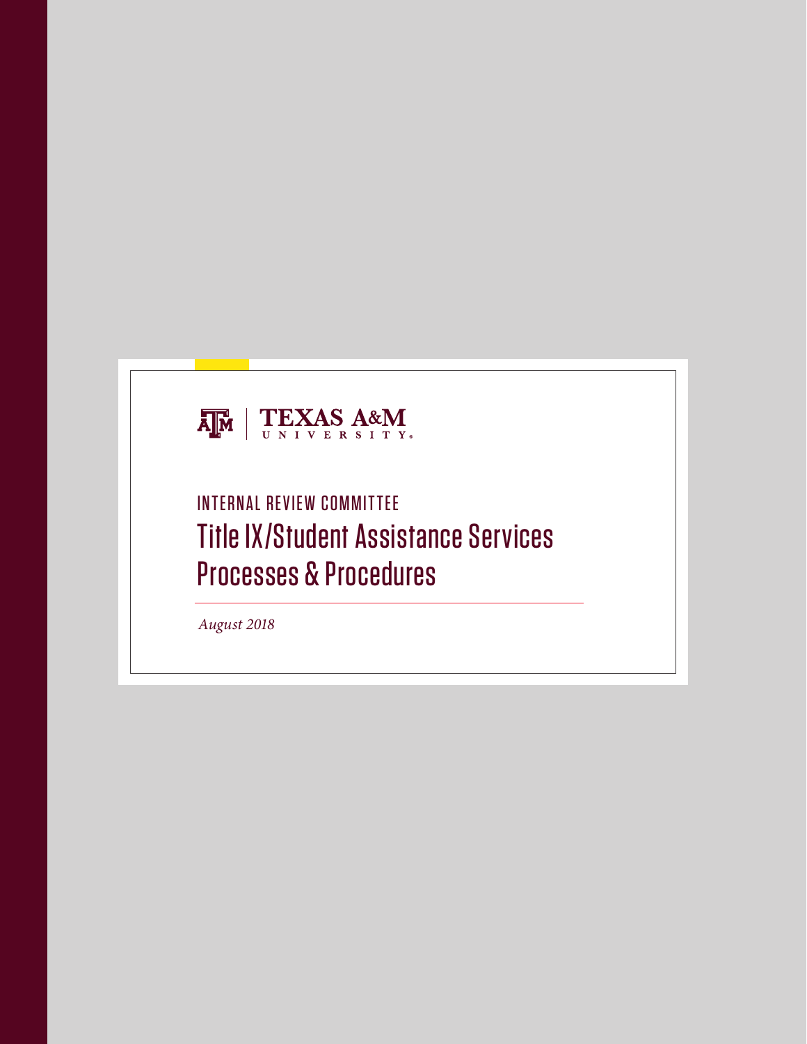TEXAS A&M UNIVERSITY

INTERNAL REVIEW COMMITTEE

# Title IX/Student Assistance Services Processes & Procedures

*August 2018*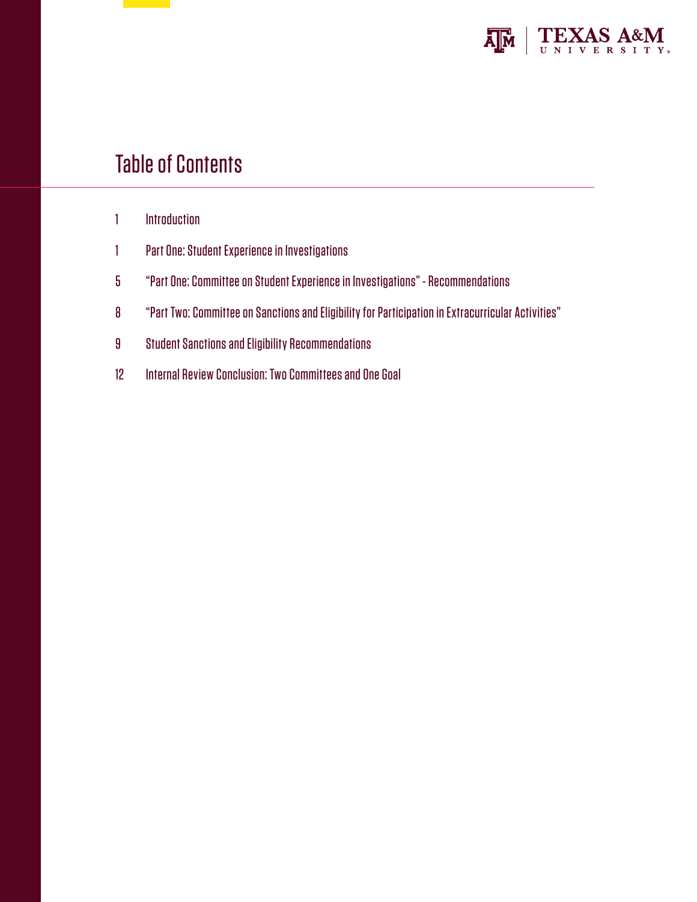# Table of Contents

| | |
|---|---|
| 1 | Introduction |
| 1 | Part One: Student Experience in Investigations |
| 5 | "Part One: Committee on Student Experience in Investigations" - Recommendations |
| 8 | "Part Two: Committee on Sanctions and Eligibility for Participation in Extracurricular Activities" |
| 9 | Student Sanctions and Eligibility Recommendations |
| 12 | Internal Review Conclusion: Two Committees and One Goal |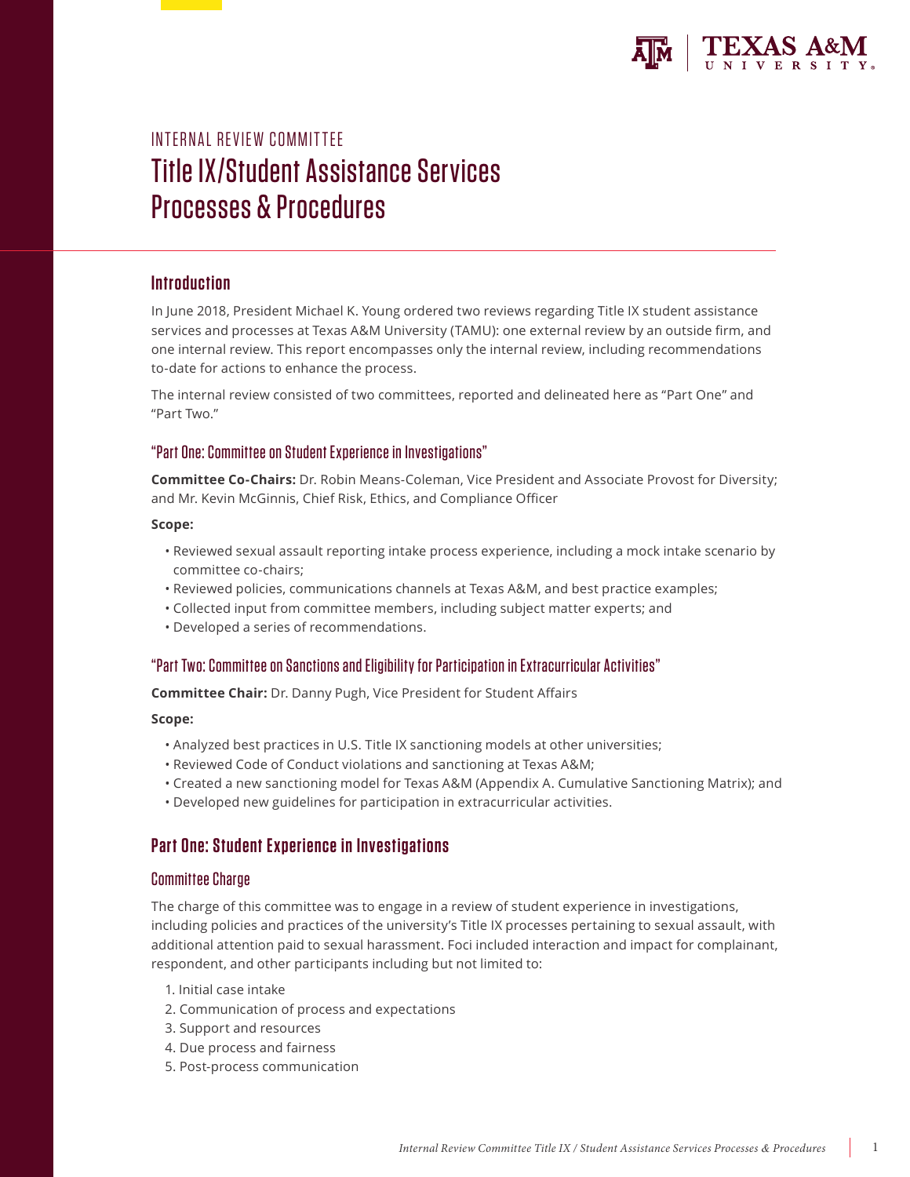INTERNAL REVIEW COMMITTEE

# Title IX/Student Assistance Services Processes & Procedures

## Introduction

In June 2018, President Michael K. Young ordered two reviews regarding Title IX student assistance services and processes at Texas A&M University (TAMU): one external review by an outside firm, and one internal review. This report encompasses only the internal review, including recommendations to-date for actions to enhance the process.

The internal review consisted of two committees, reported and delineated here as "Part One" and "Part Two."

### "Part One: Committee on Student Experience in Investigations"

**Committee Co-Chairs:** Dr. Robin Means-Coleman, Vice President and Associate Provost for Diversity; and Mr. Kevin McGinnis, Chief Risk, Ethics, and Compliance Officer

**Scope:**

- Reviewed sexual assault reporting intake process experience, including a mock intake scenario by committee co-chairs;
- Reviewed policies, communications channels at Texas A&M, and best practice examples;
- Collected input from committee members, including subject matter experts; and
- Developed a series of recommendations.

### "Part Two: Committee on Sanctions and Eligibility for Participation in Extracurricular Activities"

**Committee Chair:** Dr. Danny Pugh, Vice President for Student Affairs

**Scope:**

- Analyzed best practices in U.S. Title IX sanctioning models at other universities;
- Reviewed Code of Conduct violations and sanctioning at Texas A&M;
- Created a new sanctioning model for Texas A&M (Appendix A. Cumulative Sanctioning Matrix); and
- Developed new guidelines for participation in extracurricular activities.

## Part One: Student Experience in Investigations

### Committee Charge

The charge of this committee was to engage in a review of student experience in investigations, including policies and practices of the university's Title IX processes pertaining to sexual assault, with additional attention paid to sexual harassment. Foci included interaction and impact for complainant, respondent, and other participants including but not limited to:

1. Initial case intake
2. Communication of process and expectations
3. Support and resources
4. Due process and fairness
5. Post-process communication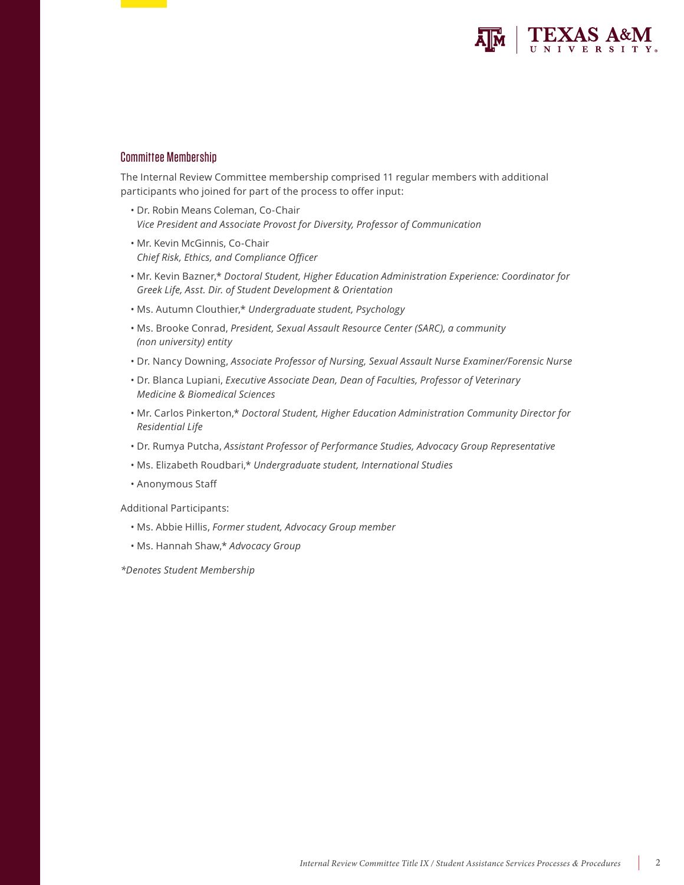## Committee Membership

The Internal Review Committee membership comprised 11 regular members with additional participants who joined for part of the process to offer input:

- Dr. Robin Means Coleman, Co-Chair
  *Vice President and Associate Provost for Diversity, Professor of Communication*
- Mr. Kevin McGinnis, Co-Chair
  *Chief Risk, Ethics, and Compliance Officer*
- Mr. Kevin Bazner,* *Doctoral Student, Higher Education Administration Experience: Coordinator for Greek Life, Asst. Dir. of Student Development & Orientation*
- Ms. Autumn Clouthier,* *Undergraduate student, Psychology*
- Ms. Brooke Conrad, *President, Sexual Assault Resource Center (SARC), a community (non university) entity*
- Dr. Nancy Downing, *Associate Professor of Nursing, Sexual Assault Nurse Examiner/Forensic Nurse*
- Dr. Blanca Lupiani, *Executive Associate Dean, Dean of Faculties, Professor of Veterinary Medicine & Biomedical Sciences*
- Mr. Carlos Pinkerton,* *Doctoral Student, Higher Education Administration Community Director for Residential Life*
- Dr. Rumya Putcha, *Assistant Professor of Performance Studies, Advocacy Group Representative*
- Ms. Elizabeth Roudbari,* *Undergraduate student, International Studies*
- Anonymous Staff

Additional Participants:

- Ms. Abbie Hillis, *Former student, Advocacy Group member*
- Ms. Hannah Shaw,* *Advocacy Group*

**Denotes Student Membership*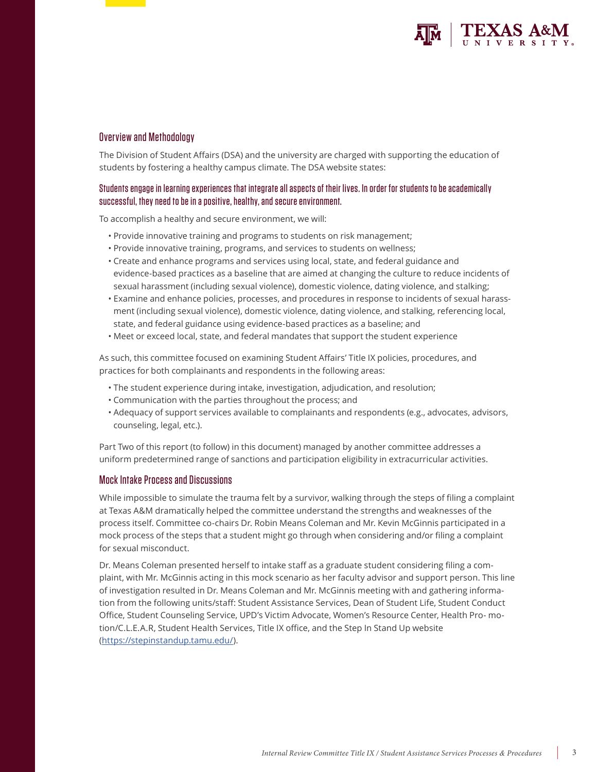## Overview and Methodology

The Division of Student Affairs (DSA) and the university are charged with supporting the education of students by fostering a healthy campus climate. The DSA website states:

**Students engage in learning experiences that integrate all aspects of their lives. In order for students to be academically successful, they need to be in a positive, healthy, and secure environment.**

To accomplish a healthy and secure environment, we will:

- Provide innovative training and programs to students on risk management;
- Provide innovative training, programs, and services to students on wellness;
- Create and enhance programs and services using local, state, and federal guidance and evidence-based practices as a baseline that are aimed at changing the culture to reduce incidents of sexual harassment (including sexual violence), domestic violence, dating violence, and stalking;
- Examine and enhance policies, processes, and procedures in response to incidents of sexual harassment (including sexual violence), domestic violence, dating violence, and stalking, referencing local, state, and federal guidance using evidence-based practices as a baseline; and
- Meet or exceed local, state, and federal mandates that support the student experience

As such, this committee focused on examining Student Affairs' Title IX policies, procedures, and practices for both complainants and respondents in the following areas:

- The student experience during intake, investigation, adjudication, and resolution;
- Communication with the parties throughout the process; and
- Adequacy of support services available to complainants and respondents (e.g., advocates, advisors, counseling, legal, etc.).

Part Two of this report (to follow) in this document) managed by another committee addresses a uniform predetermined range of sanctions and participation eligibility in extracurricular activities.

## Mock Intake Process and Discussions

While impossible to simulate the trauma felt by a survivor, walking through the steps of filing a complaint at Texas A&M dramatically helped the committee understand the strengths and weaknesses of the process itself. Committee co-chairs Dr. Robin Means Coleman and Mr. Kevin McGinnis participated in a mock process of the steps that a student might go through when considering and/or filing a complaint for sexual misconduct.

Dr. Means Coleman presented herself to intake staff as a graduate student considering filing a complaint, with Mr. McGinnis acting in this mock scenario as her faculty advisor and support person. This line of investigation resulted in Dr. Means Coleman and Mr. McGinnis meeting with and gathering information from the following units/staff: Student Assistance Services, Dean of Student Life, Student Conduct Office, Student Counseling Service, UPD's Victim Advocate, Women's Resource Center, Health Pro- motion/C.L.E.A.R, Student Health Services, Title IX office, and the Step In Stand Up website (https://stepinstandup.tamu.edu/).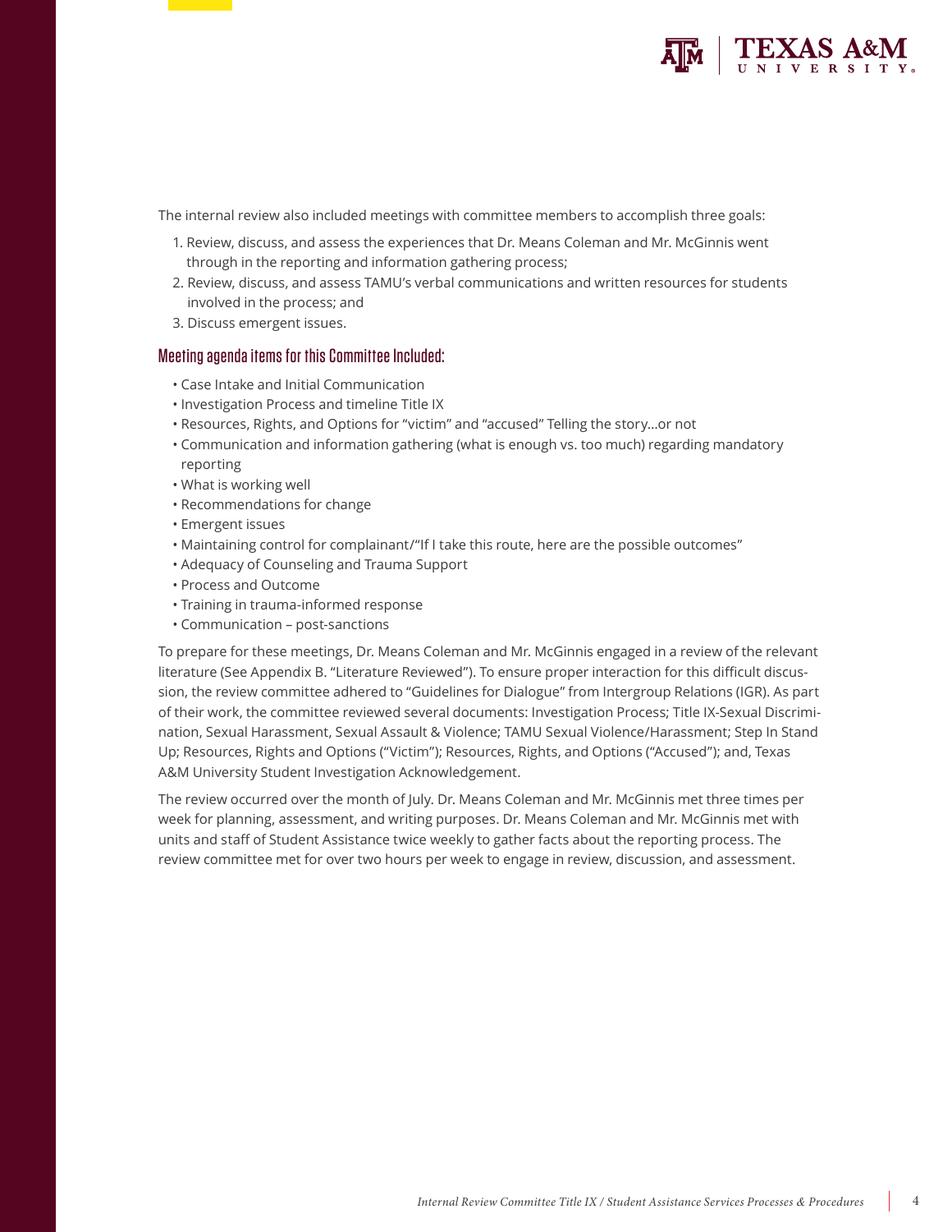The internal review also included meetings with committee members to accomplish three goals:

1. Review, discuss, and assess the experiences that Dr. Means Coleman and Mr. McGinnis went through in the reporting and information gathering process;
2. Review, discuss, and assess TAMU's verbal communications and written resources for students involved in the process; and
3. Discuss emergent issues.

### Meeting agenda items for this Committee Included:

- Case Intake and Initial Communication
- Investigation Process and timeline Title IX
- Resources, Rights, and Options for "victim" and "accused" Telling the story...or not
- Communication and information gathering (what is enough vs. too much) regarding mandatory reporting
- What is working well
- Recommendations for change
- Emergent issues
- Maintaining control for complainant/"If I take this route, here are the possible outcomes"
- Adequacy of Counseling and Trauma Support
- Process and Outcome
- Training in trauma-informed response
- Communication – post-sanctions

To prepare for these meetings, Dr. Means Coleman and Mr. McGinnis engaged in a review of the relevant literature (See Appendix B. "Literature Reviewed"). To ensure proper interaction for this difficult discussion, the review committee adhered to "Guidelines for Dialogue" from Intergroup Relations (IGR). As part of their work, the committee reviewed several documents: Investigation Process; Title IX-Sexual Discrimination, Sexual Harassment, Sexual Assault & Violence; TAMU Sexual Violence/Harassment; Step In Stand Up; Resources, Rights and Options ("Victim"); Resources, Rights, and Options ("Accused"); and, Texas A&M University Student Investigation Acknowledgement.

The review occurred over the month of July. Dr. Means Coleman and Mr. McGinnis met three times per week for planning, assessment, and writing purposes. Dr. Means Coleman and Mr. McGinnis met with units and staff of Student Assistance twice weekly to gather facts about the reporting process. The review committee met for over two hours per week to engage in review, discussion, and assessment.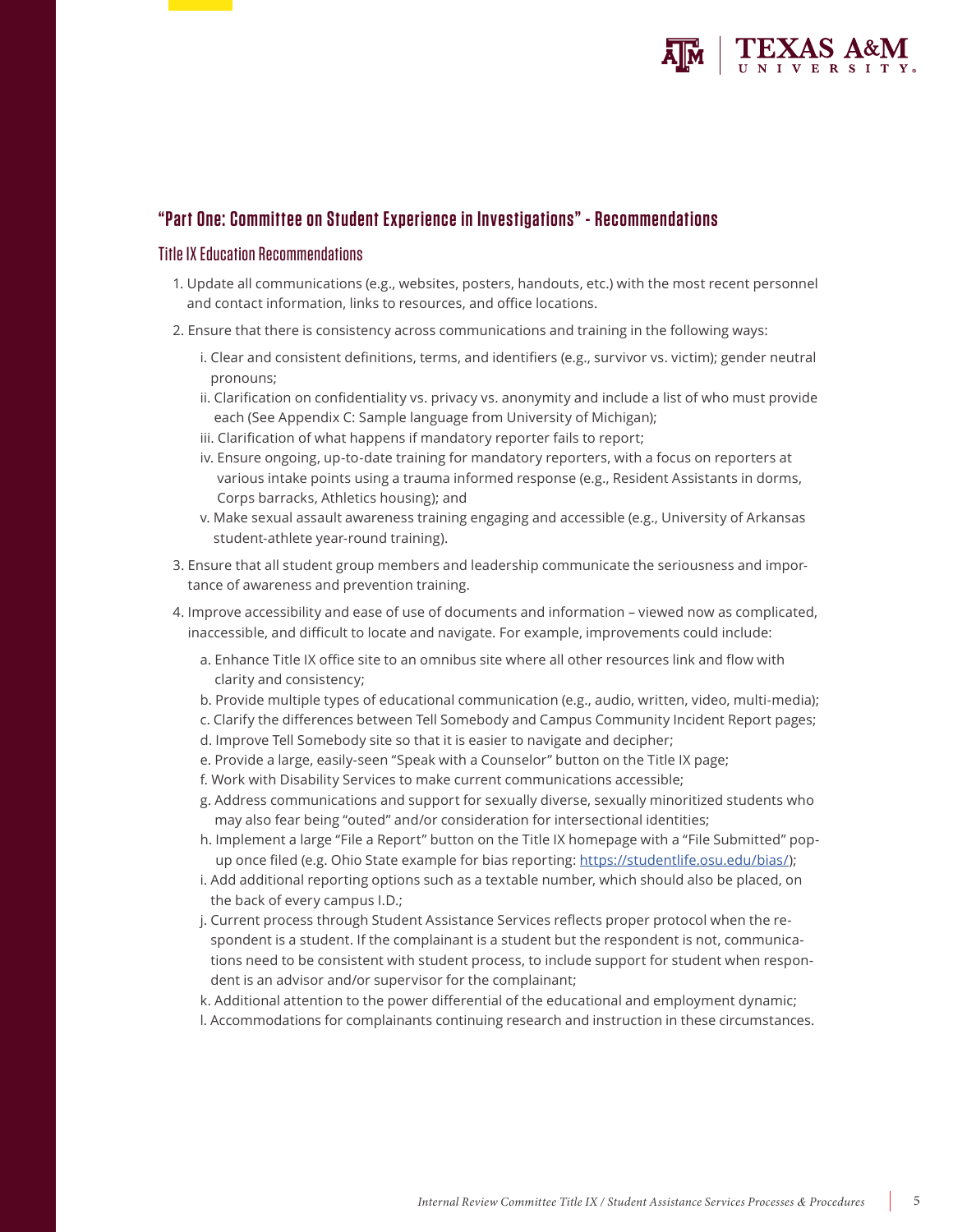## "Part One: Committee on Student Experience in Investigations" - Recommendations

### Title IX Education Recommendations

1. Update all communications (e.g., websites, posters, handouts, etc.) with the most recent personnel and contact information, links to resources, and office locations.
2. Ensure that there is consistency across communications and training in the following ways:
   i. Clear and consistent definitions, terms, and identifiers (e.g., survivor vs. victim); gender neutral pronouns;
   ii. Clarification on confidentiality vs. privacy vs. anonymity and include a list of who must provide each (See Appendix C: Sample language from University of Michigan);
   iii. Clarification of what happens if mandatory reporter fails to report;
   iv. Ensure ongoing, up-to-date training for mandatory reporters, with a focus on reporters at various intake points using a trauma informed response (e.g., Resident Assistants in dorms, Corps barracks, Athletics housing); and
   v. Make sexual assault awareness training engaging and accessible (e.g., University of Arkansas student-athlete year-round training).
3. Ensure that all student group members and leadership communicate the seriousness and importance of awareness and prevention training.
4. Improve accessibility and ease of use of documents and information – viewed now as complicated, inaccessible, and difficult to locate and navigate. For example, improvements could include:
   a. Enhance Title IX office site to an omnibus site where all other resources link and flow with clarity and consistency;
   b. Provide multiple types of educational communication (e.g., audio, written, video, multi-media);
   c. Clarify the differences between Tell Somebody and Campus Community Incident Report pages;
   d. Improve Tell Somebody site so that it is easier to navigate and decipher;
   e. Provide a large, easily-seen "Speak with a Counselor" button on the Title IX page;
   f. Work with Disability Services to make current communications accessible;
   g. Address communications and support for sexually diverse, sexually minoritized students who may also fear being "outed" and/or consideration for intersectional identities;
   h. Implement a large "File a Report" button on the Title IX homepage with a "File Submitted" pop-up once filed (e.g. Ohio State example for bias reporting: https://studentlife.osu.edu/bias/);
   i. Add additional reporting options such as a textable number, which should also be placed, on the back of every campus I.D.;
   j. Current process through Student Assistance Services reflects proper protocol when the respondent is a student. If the complainant is a student but the respondent is not, communications need to be consistent with student process, to include support for student when respondent is an advisor and/or supervisor for the complainant;
   k. Additional attention to the power differential of the educational and employment dynamic;
   l. Accommodations for complainants continuing research and instruction in these circumstances.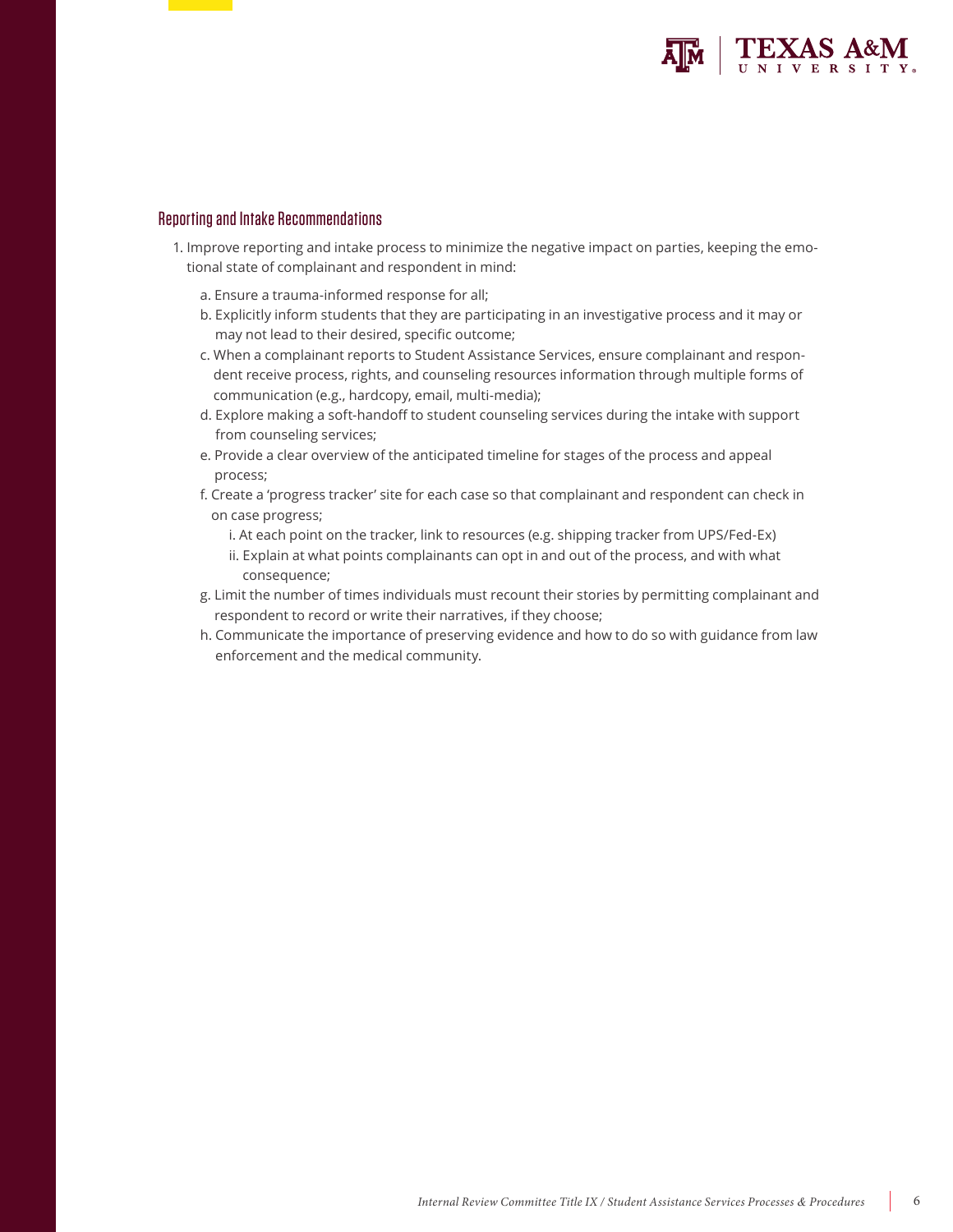## Reporting and Intake Recommendations

1. Improve reporting and intake process to minimize the negative impact on parties, keeping the emotional state of complainant and respondent in mind:

   a. Ensure a trauma-informed response for all;

   b. Explicitly inform students that they are participating in an investigative process and it may or may not lead to their desired, specific outcome;

   c. When a complainant reports to Student Assistance Services, ensure complainant and respondent receive process, rights, and counseling resources information through multiple forms of communication (e.g., hardcopy, email, multi-media);

   d. Explore making a soft-handoff to student counseling services during the intake with support from counseling services;

   e. Provide a clear overview of the anticipated timeline for stages of the process and appeal process;

   f. Create a 'progress tracker' site for each case so that complainant and respondent can check in on case progress;

      i. At each point on the tracker, link to resources (e.g. shipping tracker from UPS/Fed-Ex)

      ii. Explain at what points complainants can opt in and out of the process, and with what consequence;

   g. Limit the number of times individuals must recount their stories by permitting complainant and respondent to record or write their narratives, if they choose;

   h. Communicate the importance of preserving evidence and how to do so with guidance from law enforcement and the medical community.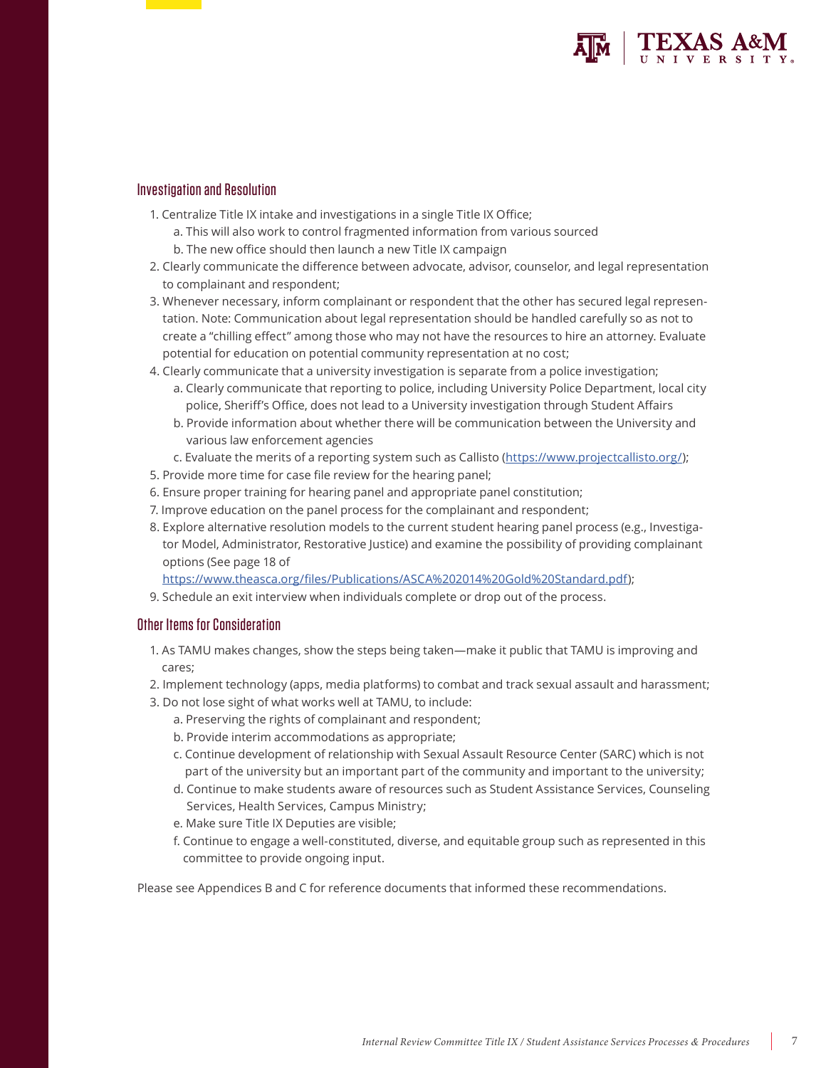## Investigation and Resolution

1. Centralize Title IX intake and investigations in a single Title IX Office;
   a. This will also work to control fragmented information from various sourced
   b. The new office should then launch a new Title IX campaign
2. Clearly communicate the difference between advocate, advisor, counselor, and legal representation to complainant and respondent;
3. Whenever necessary, inform complainant or respondent that the other has secured legal representation. Note: Communication about legal representation should be handled carefully so as not to create a "chilling effect" among those who may not have the resources to hire an attorney. Evaluate potential for education on potential community representation at no cost;
4. Clearly communicate that a university investigation is separate from a police investigation;
   a. Clearly communicate that reporting to police, including University Police Department, local city police, Sheriff's Office, does not lead to a University investigation through Student Affairs
   b. Provide information about whether there will be communication between the University and various law enforcement agencies
   c. Evaluate the merits of a reporting system such as Callisto (https://www.projectcallisto.org/);
5. Provide more time for case file review for the hearing panel;
6. Ensure proper training for hearing panel and appropriate panel constitution;
7. Improve education on the panel process for the complainant and respondent;
8. Explore alternative resolution models to the current student hearing panel process (e.g., Investigator Model, Administrator, Restorative Justice) and examine the possibility of providing complainant options (See page 18 of https://www.theasca.org/files/Publications/ASCA%202014%20Gold%20Standard.pdf);
9. Schedule an exit interview when individuals complete or drop out of the process.

## Other Items for Consideration

1. As TAMU makes changes, show the steps being taken—make it public that TAMU is improving and cares;
2. Implement technology (apps, media platforms) to combat and track sexual assault and harassment;
3. Do not lose sight of what works well at TAMU, to include:
   a. Preserving the rights of complainant and respondent;
   b. Provide interim accommodations as appropriate;
   c. Continue development of relationship with Sexual Assault Resource Center (SARC) which is not part of the university but an important part of the community and important to the university;
   d. Continue to make students aware of resources such as Student Assistance Services, Counseling Services, Health Services, Campus Ministry;
   e. Make sure Title IX Deputies are visible;
   f. Continue to engage a well-constituted, diverse, and equitable group such as represented in this committee to provide ongoing input.

Please see Appendices B and C for reference documents that informed these recommendations.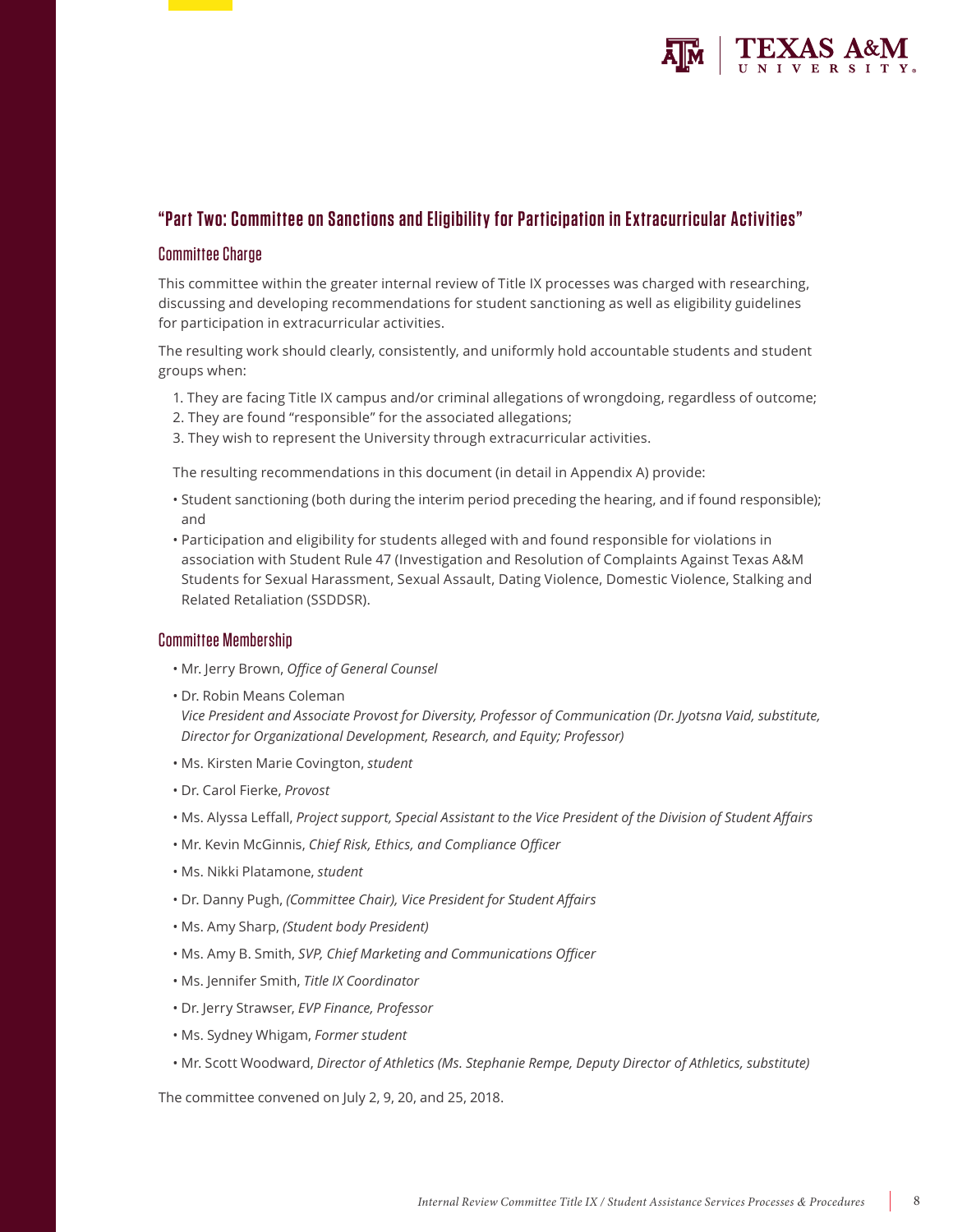## "Part Two: Committee on Sanctions and Eligibility for Participation in Extracurricular Activities"

### Committee Charge

This committee within the greater internal review of Title IX processes was charged with researching, discussing and developing recommendations for student sanctioning as well as eligibility guidelines for participation in extracurricular activities.

The resulting work should clearly, consistently, and uniformly hold accountable students and student groups when:

1. They are facing Title IX campus and/or criminal allegations of wrongdoing, regardless of outcome;
2. They are found "responsible" for the associated allegations;
3. They wish to represent the University through extracurricular activities.

The resulting recommendations in this document (in detail in Appendix A) provide:

- Student sanctioning (both during the interim period preceding the hearing, and if found responsible); and
- Participation and eligibility for students alleged with and found responsible for violations in association with Student Rule 47 (Investigation and Resolution of Complaints Against Texas A&M Students for Sexual Harassment, Sexual Assault, Dating Violence, Domestic Violence, Stalking and Related Retaliation (SSDDSR).

### Committee Membership

- Mr. Jerry Brown, *Office of General Counsel*
- Dr. Robin Means Coleman
  *Vice President and Associate Provost for Diversity, Professor of Communication (Dr. Jyotsna Vaid, substitute, Director for Organizational Development, Research, and Equity; Professor)*
- Ms. Kirsten Marie Covington, *student*
- Dr. Carol Fierke, *Provost*
- Ms. Alyssa Leffall, *Project support, Special Assistant to the Vice President of the Division of Student Affairs*
- Mr. Kevin McGinnis, *Chief Risk, Ethics, and Compliance Officer*
- Ms. Nikki Platamone, *student*
- Dr. Danny Pugh, *(Committee Chair), Vice President for Student Affairs*
- Ms. Amy Sharp, *(Student body President)*
- Ms. Amy B. Smith, *SVP, Chief Marketing and Communications Officer*
- Ms. Jennifer Smith, *Title IX Coordinator*
- Dr. Jerry Strawser, *EVP Finance, Professor*
- Ms. Sydney Whigam, *Former student*
- Mr. Scott Woodward, *Director of Athletics (Ms. Stephanie Rempe, Deputy Director of Athletics, substitute)*

The committee convened on July 2, 9, 20, and 25, 2018.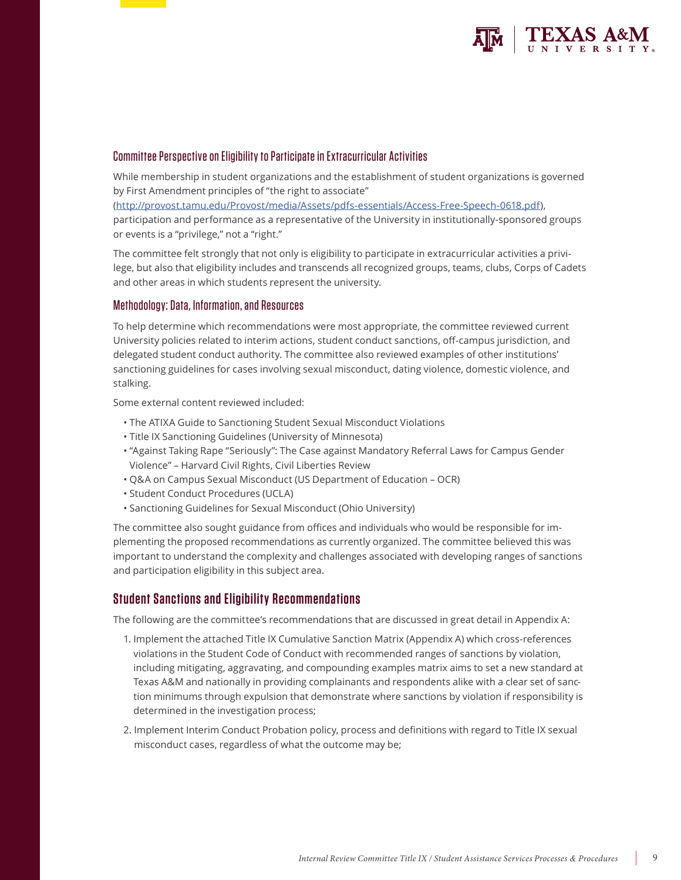### Committee Perspective on Eligibility to Participate in Extracurricular Activities

While membership in student organizations and the establishment of student organizations is governed by First Amendment principles of "the right to associate" (http://provost.tamu.edu/Provost/media/Assets/pdfs-essentials/Access-Free-Speech-0618.pdf), participation and performance as a representative of the University in institutionally-sponsored groups or events is a "privilege," not a "right."

The committee felt strongly that not only is eligibility to participate in extracurricular activities a privilege, but also that eligibility includes and transcends all recognized groups, teams, clubs, Corps of Cadets and other areas in which students represent the university.

### Methodology: Data, Information, and Resources

To help determine which recommendations were most appropriate, the committee reviewed current University policies related to interim actions, student conduct sanctions, off-campus jurisdiction, and delegated student conduct authority. The committee also reviewed examples of other institutions' sanctioning guidelines for cases involving sexual misconduct, dating violence, domestic violence, and stalking.

Some external content reviewed included:

- The ATIXA Guide to Sanctioning Student Sexual Misconduct Violations
- Title IX Sanctioning Guidelines (University of Minnesota)
- "Against Taking Rape "Seriously": The Case against Mandatory Referral Laws for Campus Gender Violence" – Harvard Civil Rights, Civil Liberties Review
- Q&A on Campus Sexual Misconduct (US Department of Education – OCR)
- Student Conduct Procedures (UCLA)
- Sanctioning Guidelines for Sexual Misconduct (Ohio University)

The committee also sought guidance from offices and individuals who would be responsible for implementing the proposed recommendations as currently organized. The committee believed this was important to understand the complexity and challenges associated with developing ranges of sanctions and participation eligibility in this subject area.

## Student Sanctions and Eligibility Recommendations

The following are the committee's recommendations that are discussed in great detail in Appendix A:

1. Implement the attached Title IX Cumulative Sanction Matrix (Appendix A) which cross-references violations in the Student Code of Conduct with recommended ranges of sanctions by violation, including mitigating, aggravating, and compounding examples matrix aims to set a new standard at Texas A&M and nationally in providing complainants and respondents alike with a clear set of sanction minimums through expulsion that demonstrate where sanctions by violation if responsibility is determined in the investigation process;
2. Implement Interim Conduct Probation policy, process and definitions with regard to Title IX sexual misconduct cases, regardless of what the outcome may be;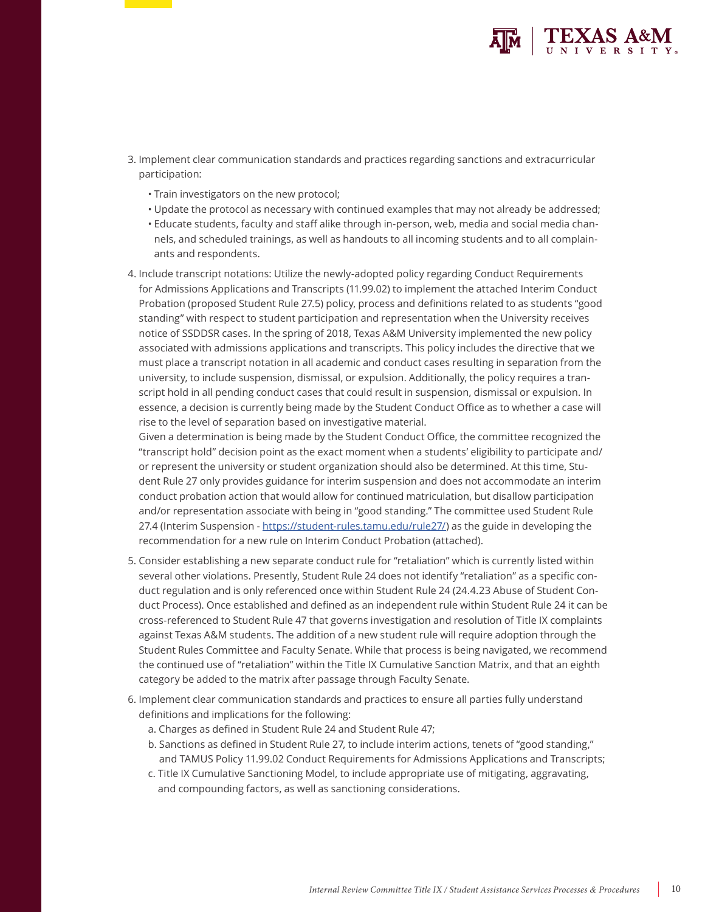3. Implement clear communication standards and practices regarding sanctions and extracurricular participation:
   - Train investigators on the new protocol;
   - Update the protocol as necessary with continued examples that may not already be addressed;
   - Educate students, faculty and staff alike through in-person, web, media and social media channels, and scheduled trainings, as well as handouts to all incoming students and to all complainants and respondents.
4. Include transcript notations: Utilize the newly-adopted policy regarding Conduct Requirements for Admissions Applications and Transcripts (11.99.02) to implement the attached Interim Conduct Probation (proposed Student Rule 27.5) policy, process and definitions related to as students "good standing" with respect to student participation and representation when the University receives notice of SSDDSR cases. In the spring of 2018, Texas A&M University implemented the new policy associated with admissions applications and transcripts. This policy includes the directive that we must place a transcript notation in all academic and conduct cases resulting in separation from the university, to include suspension, dismissal, or expulsion. Additionally, the policy requires a transcript hold in all pending conduct cases that could result in suspension, dismissal or expulsion. In essence, a decision is currently being made by the Student Conduct Office as to whether a case will rise to the level of separation based on investigative material.
   Given a determination is being made by the Student Conduct Office, the committee recognized the "transcript hold" decision point as the exact moment when a students' eligibility to participate and/or represent the university or student organization should also be determined. At this time, Student Rule 27 only provides guidance for interim suspension and does not accommodate an interim conduct probation action that would allow for continued matriculation, but disallow participation and/or representation associate with being in "good standing." The committee used Student Rule 27.4 (Interim Suspension - [https://student-rules.tamu.edu/rule27/](https://student-rules.tamu.edu/rule27/)) as the guide in developing the recommendation for a new rule on Interim Conduct Probation (attached).
5. Consider establishing a new separate conduct rule for "retaliation" which is currently listed within several other violations. Presently, Student Rule 24 does not identify "retaliation" as a specific conduct regulation and is only referenced once within Student Rule 24 (24.4.23 Abuse of Student Conduct Process). Once established and defined as an independent rule within Student Rule 24 it can be cross-referenced to Student Rule 47 that governs investigation and resolution of Title IX complaints against Texas A&M students. The addition of a new student rule will require adoption through the Student Rules Committee and Faculty Senate. While that process is being navigated, we recommend the continued use of "retaliation" within the Title IX Cumulative Sanction Matrix, and that an eighth category be added to the matrix after passage through Faculty Senate.
6. Implement clear communication standards and practices to ensure all parties fully understand definitions and implications for the following:
   a. Charges as defined in Student Rule 24 and Student Rule 47;
   b. Sanctions as defined in Student Rule 27, to include interim actions, tenets of "good standing," and TAMUS Policy 11.99.02 Conduct Requirements for Admissions Applications and Transcripts;
   c. Title IX Cumulative Sanctioning Model, to include appropriate use of mitigating, aggravating, and compounding factors, as well as sanctioning considerations.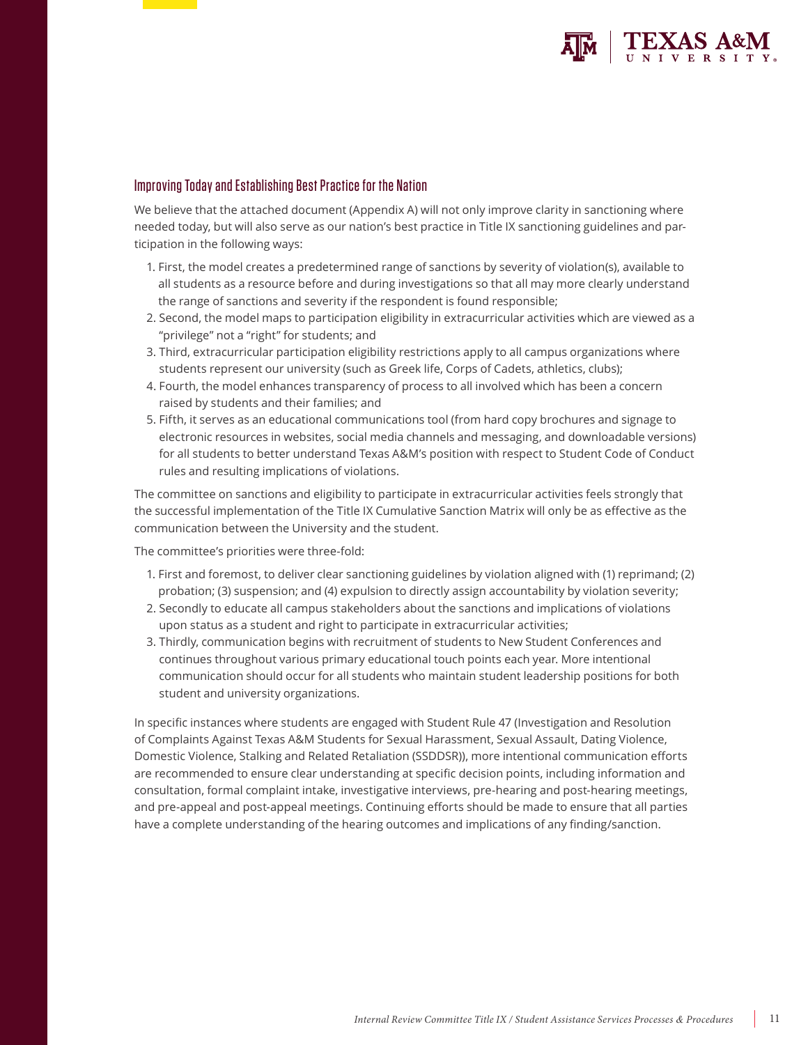## Improving Today and Establishing Best Practice for the Nation

We believe that the attached document (Appendix A) will not only improve clarity in sanctioning where needed today, but will also serve as our nation's best practice in Title IX sanctioning guidelines and participation in the following ways:

1. First, the model creates a predetermined range of sanctions by severity of violation(s), available to all students as a resource before and during investigations so that all may more clearly understand the range of sanctions and severity if the respondent is found responsible;
2. Second, the model maps to participation eligibility in extracurricular activities which are viewed as a "privilege" not a "right" for students; and
3. Third, extracurricular participation eligibility restrictions apply to all campus organizations where students represent our university (such as Greek life, Corps of Cadets, athletics, clubs);
4. Fourth, the model enhances transparency of process to all involved which has been a concern raised by students and their families; and
5. Fifth, it serves as an educational communications tool (from hard copy brochures and signage to electronic resources in websites, social media channels and messaging, and downloadable versions) for all students to better understand Texas A&M's position with respect to Student Code of Conduct rules and resulting implications of violations.

The committee on sanctions and eligibility to participate in extracurricular activities feels strongly that the successful implementation of the Title IX Cumulative Sanction Matrix will only be as effective as the communication between the University and the student.

The committee's priorities were three-fold:

1. First and foremost, to deliver clear sanctioning guidelines by violation aligned with (1) reprimand; (2) probation; (3) suspension; and (4) expulsion to directly assign accountability by violation severity;
2. Secondly to educate all campus stakeholders about the sanctions and implications of violations upon status as a student and right to participate in extracurricular activities;
3. Thirdly, communication begins with recruitment of students to New Student Conferences and continues throughout various primary educational touch points each year. More intentional communication should occur for all students who maintain student leadership positions for both student and university organizations.

In specific instances where students are engaged with Student Rule 47 (Investigation and Resolution of Complaints Against Texas A&M Students for Sexual Harassment, Sexual Assault, Dating Violence, Domestic Violence, Stalking and Related Retaliation (SSDDSR)), more intentional communication efforts are recommended to ensure clear understanding at specific decision points, including information and consultation, formal complaint intake, investigative interviews, pre-hearing and post-hearing meetings, and pre-appeal and post-appeal meetings. Continuing efforts should be made to ensure that all parties have a complete understanding of the hearing outcomes and implications of any finding/sanction.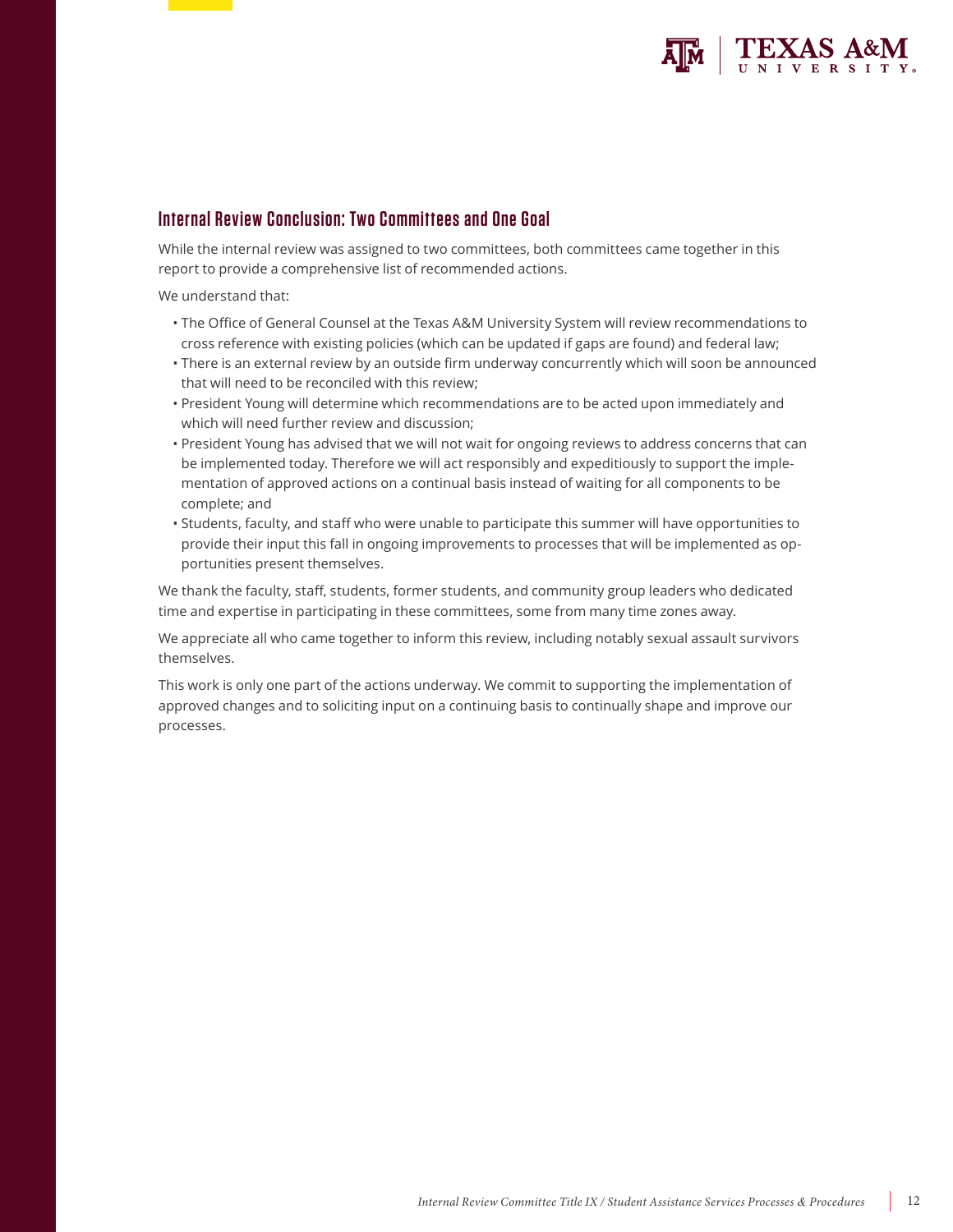## Internal Review Conclusion: Two Committees and One Goal

While the internal review was assigned to two committees, both committees came together in this report to provide a comprehensive list of recommended actions.

We understand that:

- The Office of General Counsel at the Texas A&M University System will review recommendations to cross reference with existing policies (which can be updated if gaps are found) and federal law;
- There is an external review by an outside firm underway concurrently which will soon be announced that will need to be reconciled with this review;
- President Young will determine which recommendations are to be acted upon immediately and which will need further review and discussion;
- President Young has advised that we will not wait for ongoing reviews to address concerns that can be implemented today. Therefore we will act responsibly and expeditiously to support the implementation of approved actions on a continual basis instead of waiting for all components to be complete; and
- Students, faculty, and staff who were unable to participate this summer will have opportunities to provide their input this fall in ongoing improvements to processes that will be implemented as opportunities present themselves.

We thank the faculty, staff, students, former students, and community group leaders who dedicated time and expertise in participating in these committees, some from many time zones away.

We appreciate all who came together to inform this review, including notably sexual assault survivors themselves.

This work is only one part of the actions underway. We commit to supporting the implementation of approved changes and to soliciting input on a continuing basis to continually shape and improve our processes.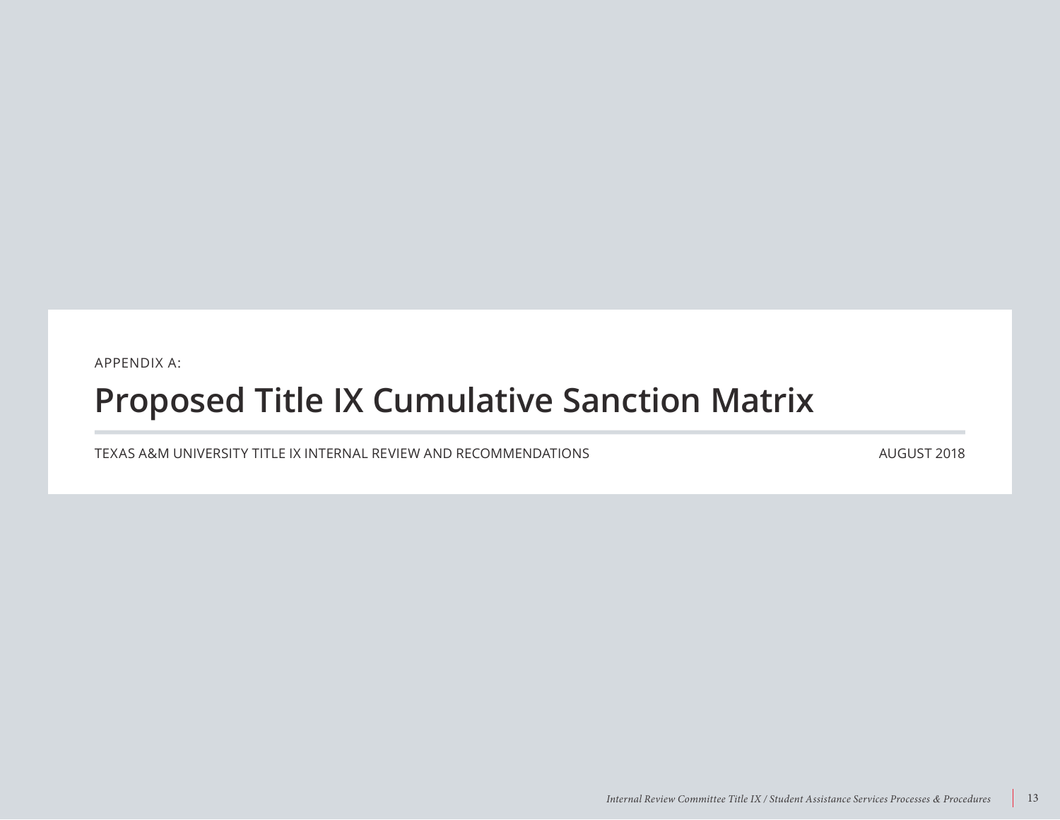APPENDIX A:

# Proposed Title IX Cumulative Sanction Matrix

TEXAS A&M UNIVERSITY TITLE IX INTERNAL REVIEW AND RECOMMENDATIONS

AUGUST 2018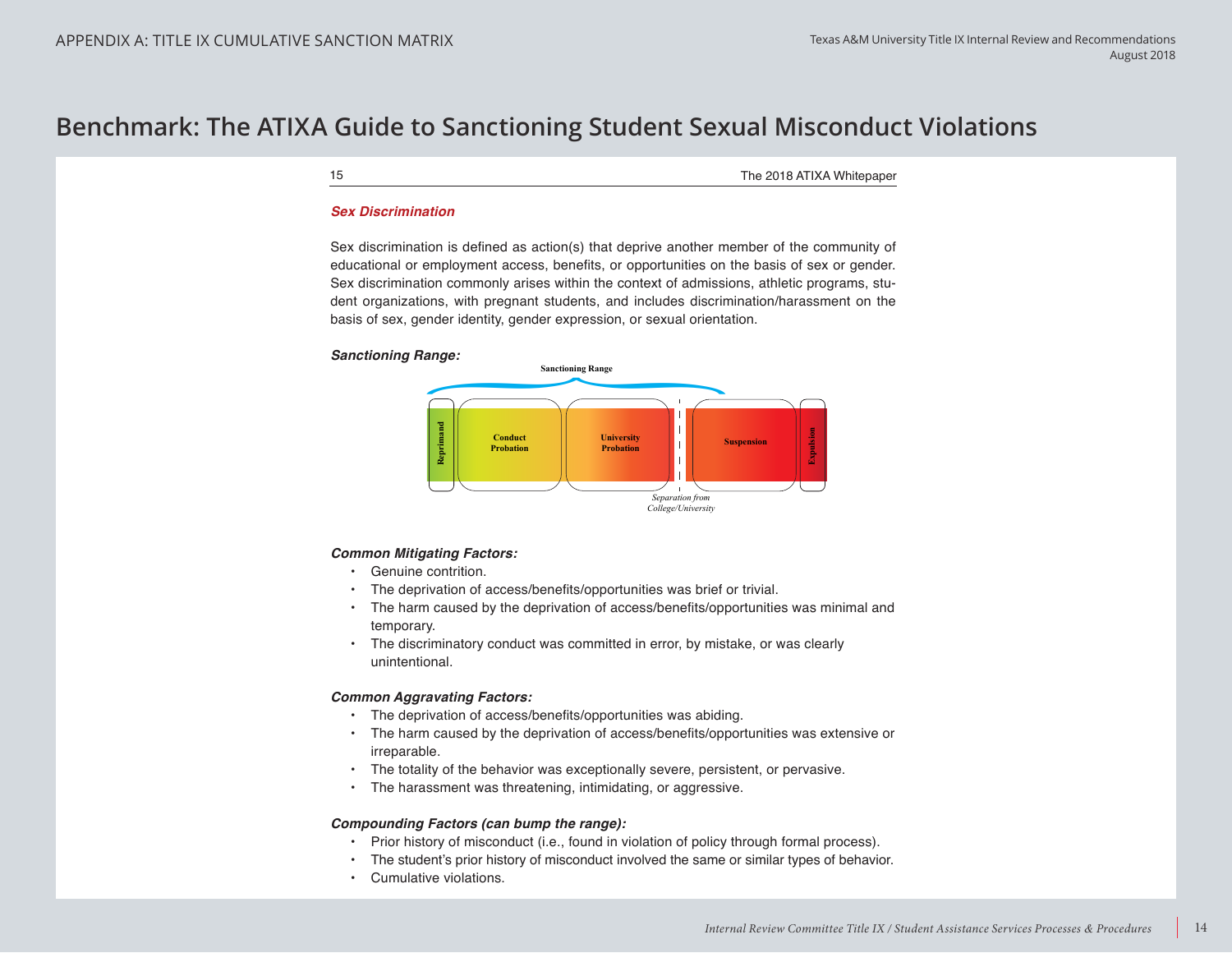# Benchmark: The ATIXA Guide to Sanctioning Student Sexual Misconduct Violations

15 The 2018 ATIXA Whitepaper

***Sex Discrimination***

Sex discrimination is defined as action(s) that deprive another member of the community of educational or employment access, benefits, or opportunities on the basis of sex or gender. Sex discrimination commonly arises within the context of admissions, athletic programs, student organizations, with pregnant students, and includes discrimination/harassment on the basis of sex, gender identity, gender expression, or sexual orientation.

***Sanctioning Range:***

Sanctioning Range

Reprimand | Conduct Probation | University Probation | Suspension | Expulsion

*Separation from College/University*

***Common Mitigating Factors:***

- Genuine contrition.
- The deprivation of access/benefits/opportunities was brief or trivial.
- The harm caused by the deprivation of access/benefits/opportunities was minimal and temporary.
- The discriminatory conduct was committed in error, by mistake, or was clearly unintentional.

***Common Aggravating Factors:***

- The deprivation of access/benefits/opportunities was abiding.
- The harm caused by the deprivation of access/benefits/opportunities was extensive or irreparable.
- The totality of the behavior was exceptionally severe, persistent, or pervasive.
- The harassment was threatening, intimidating, or aggressive.

***Compounding Factors (can bump the range):***

- Prior history of misconduct (i.e., found in violation of policy through formal process).
- The student's prior history of misconduct involved the same or similar types of behavior.
- Cumulative violations.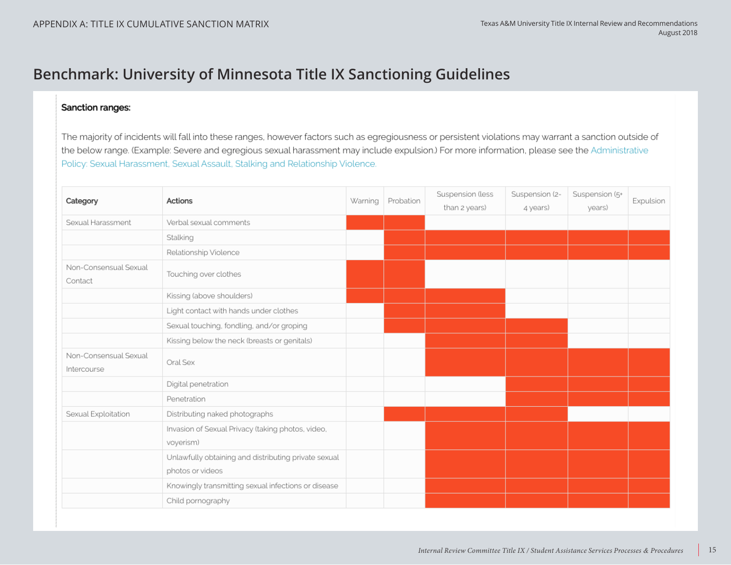## Benchmark: University of Minnesota Title IX Sanctioning Guidelines

**Sanction ranges:**

The majority of incidents will fall into these ranges, however factors such as egregiousness or persistent violations may warrant a sanction outside of the below range. (Example: Severe and egregious sexual harassment may include expulsion.) For more information, please see the Administrative Policy: Sexual Harassment, Sexual Assault, Stalking and Relationship Violence.

| Category | Actions | Warning | Probation | Suspension (less than 2 years) | Suspension (2-4 years) | Suspension (5+ years) | Expulsion |
|---|---|---|---|---|---|---|---|
| Sexual Harassment | Verbal sexual comments | X | X | | | | |
| | Stalking | | X | X | X | X | X |
| | Relationship Violence | | X | X | X | X | X |
| Non-Consensual Sexual Contact | Touching over clothes | X | X | | | | |
| | Kissing (above shoulders) | X | X | X | | | |
| | Light contact with hands under clothes | | X | X | | | |
| | Sexual touching, fondling, and/or groping | | X | X | X | | |
| | Kissing below the neck (breasts or genitals) | | | X | X | | |
| Non-Consensual Sexual Intercourse | Oral Sex | | | X | X | X | X |
| | Digital penetration | | | | X | X | X |
| | Penetration | | | | X | X | X |
| Sexual Exploitation | Distributing naked photographs | | X | X | X | | |
| | Invasion of Sexual Privacy (taking photos, video, voyerism) | | | X | X | X | X |
| | Unlawfully obtaining and distributing private sexual photos or videos | | | X | X | X | X |
| | Knowingly transmitting sexual infections or disease | | | X | X | X | X |
| | Child pornography | | | X | X | X | X |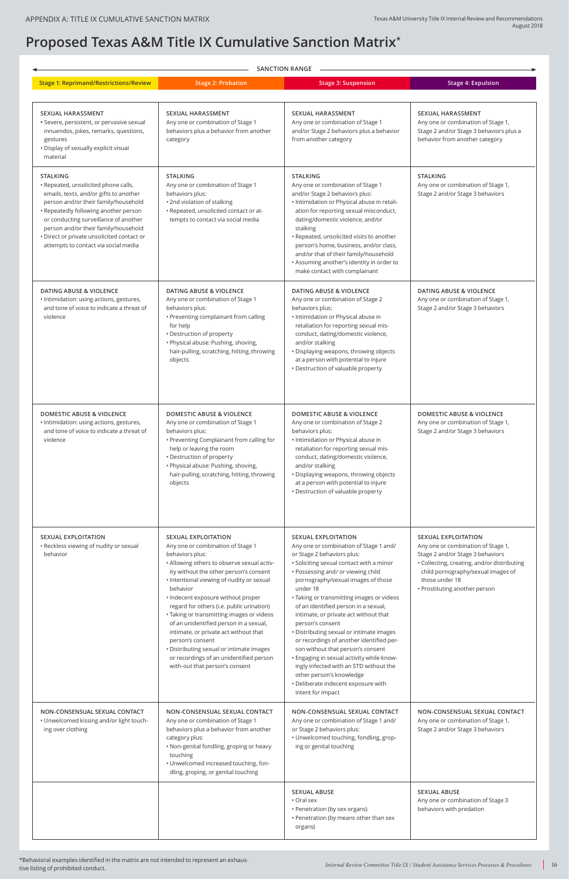APPENDIX A: TITLE IX CUMULATIVE SANCTION MATRIX

# Proposed Texas A&M Title IX Cumulative Sanction Matrix*

SANCTION RANGE

| Stage 1: Reprimand/Restrictions/Review | Stage 2: Probation | Stage 3: Suspension | Stage 4: Expulsion |
|---|---|---|---|
| SEXUAL HARASSMENT<br>• Severe, persistent, or pervasive sexual innuendos, jokes, remarks, questions, gestures<br>• Display of sexually explicit visual material | SEXUAL HARASSMENT<br>Any one or combination of Stage 1 behaviors plus a behavior from another category | SEXUAL HARASSMENT<br>Any one or combination of Stage 1 and/or Stage 2 behaviors plus a behavior from another category | SEXUAL HARASSMENT<br>Any one or combination of Stage 1, Stage 2 and/or Stage 3 behaviors plus a behavior from another category |
| STALKING<br>• Repeated, unsolicited phone calls, emails, texts, and/or gifts to another person and/or their family/household<br>• Repeatedly following another person or conducting surveillance of another person and/or their family/household<br>• Direct or private unsolicited contact or attempts to contact via social media | STALKING<br>Any one or combination of Stage 1 behaviors plus:<br>• 2nd violation of stalking<br>• Repeated, unsolicited contact or attempts to contact via social media | STALKING<br>Any one or combination of Stage 1 and/or Stage 2 behaviors plus:<br>• Intimidation or Physical abuse in retaliation for reporting sexual misconduct, dating/domestic violence, and/or stalking<br>• Repeated, unsolicited visits to another person's home, business, and/or class, and/or that of their family/household<br>• Assuming another's identity in order to make contact with complainant | STALKING<br>Any one or combination of Stage 1, Stage 2 and/or Stage 3 behaviors |
| DATING ABUSE & VIOLENCE<br>• Intimidation: using actions, gestures, and tone of voice to indicate a threat of violence | DATING ABUSE & VIOLENCE<br>Any one or combination of Stage 1 behaviors plus:<br>• Preventing complainant from calling for help<br>• Destruction of property<br>• Physical abuse: Pushing, shoving, hair-pulling, scratching, hitting, throwing objects | DATING ABUSE & VIOLENCE<br>Any one or combination of Stage 2 behaviors plus:<br>• Intimidation or Physical abuse in retaliation for reporting sexual misconduct, dating/domestic violence, and/or stalking<br>• Displaying weapons, throwing objects at a person with potential to injure<br>• Destruction of valuable property | DATING ABUSE & VIOLENCE<br>Any one or combination of Stage 1, Stage 2 and/or Stage 3 behaviors |
| DOMESTIC ABUSE & VIOLENCE<br>• Intimidation: using actions, gestures, and tone of voice to indicate a threat of violence | DOMESTIC ABUSE & VIOLENCE<br>Any one or combination of Stage 1 behaviors plus:<br>• Preventing Complainant from calling for help or leaving the room<br>• Destruction of property<br>• Physical abuse: Pushing, shoving, hair-pulling, scratching, hitting, throwing objects | DOMESTIC ABUSE & VIOLENCE<br>Any one or combination of Stage 2 behaviors plus:<br>• Intimidation or Physical abuse in retaliation for reporting sexual misconduct, dating/domestic violence, and/or stalking<br>• Displaying weapons, throwing objects at a person with potential to injure<br>• Destruction of valuable property | DOMESTIC ABUSE & VIOLENCE<br>Any one or combination of Stage 1, Stage 2 and/or Stage 3 behaviors |
| SEXUAL EXPLOITATION<br>• Reckless viewing of nudity or sexual behavior | SEXUAL EXPLOITATION<br>Any one or combination of Stage 1 behaviors plus:<br>• Allowing others to observe sexual activity without the other person's consent<br>• Intentional viewing of nudity or sexual behavior<br>• Indecent exposure without proper regard for others (i.e. public urination)<br>• Taking or transmitting images or videos of an unidentified person in a sexual, intimate, or private act without that person's consent<br>• Distributing sexual or intimate images or recordings of an unidentified person with-out that person's consent | SEXUAL EXPLOITATION<br>Any one or combination of Stage 1 and/or Stage 2 behaviors plus:<br>• Soliciting sexual contact with a minor<br>• Possessing and/ or viewing child pornography/sexual images of those under 18<br>• Taking or transmitting images or videos of an identified person in a sexual, intimate, or private act without that person's consent<br>• Distributing sexual or intimate images or recordings of another identified person without that person's consent<br>• Engaging in sexual activity while knowingly infected with an STD without the other person's knowledge<br>• Deliberate indecent exposure with intent for impact | SEXUAL EXPLOITATION<br>Any one or combination of Stage 1, Stage 2 and/or Stage 3 behaviors<br>• Collecting, creating, and/or distributing child pornography/sexual images of those under 18<br>• Prostituting another person |
| NON-CONSENSUAL SEXUAL CONTACT<br>• Unwelcomed kissing and/or light touching over clothing | NON-CONSENSUAL SEXUAL CONTACT<br>Any one or combination of Stage 1 behaviors plus a behavior from another category plus:<br>• Non-genital fondling, groping or heavy touching<br>• Unwelcomed increased touching, fondling, groping, or genital touching | NON-CONSENSUAL SEXUAL CONTACT<br>Any one or combination of Stage 1 and/ or Stage 2 behaviors plus:<br>• Unwelcomed touching, fondling, groping or genital touching | NON-CONSENSUAL SEXUAL CONTACT<br>Any one or combination of Stage 1, Stage 2 and/or Stage 3 behaviors |
| | | SEXUAL ABUSE<br>• Oral sex<br>• Penetration (by sex organs)<br>• Penetration (by means other than sex organs) | SEXUAL ABUSE<br>Any one or combination of Stage 3 behaviors with predation |

*Behavioral examples identified in the matrix are not intended to represent an exhaustive listing of prohibited conduct.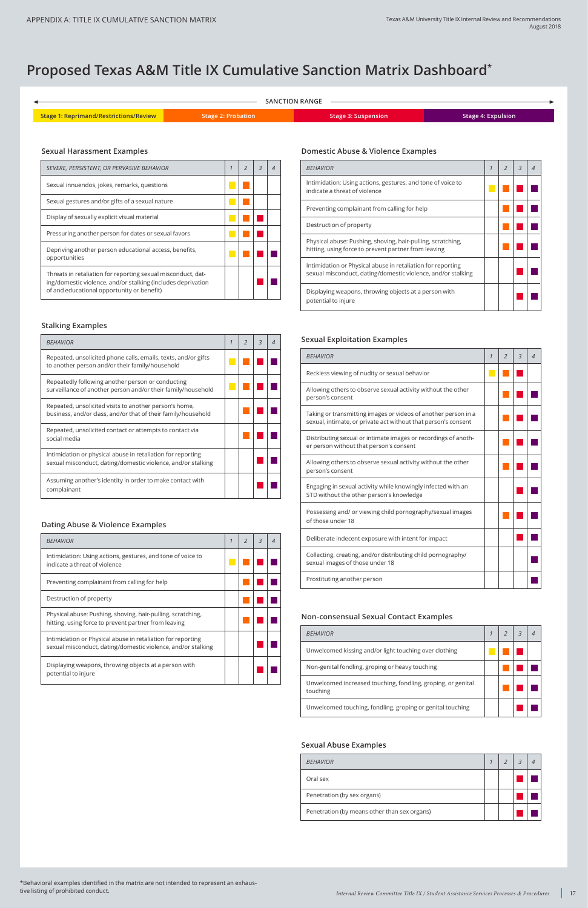# Proposed Texas A&M Title IX Cumulative Sanction Matrix Dashboard*

SANCTION RANGE

| Stage 1: Reprimand/Restrictions/Review | Stage 2: Probation | Stage 3: Suspension | Stage 4: Expulsion |
|---|---|---|---|

### Sexual Harassment Examples

| *SEVERE, PERSISTENT, OR PERVASIVE BEHAVIOR* | *1* | *2* | *3* | *4* |
|---|---|---|---|---|
| Sexual innuendos, jokes, remarks, questions | ■ | ■ | | |
| Sexual gestures and/or gifts of a sexual nature | ■ | ■ | | |
| Display of sexually explicit visual material | ■ | ■ | ■ | |
| Pressuring another person for dates or sexual favors | ■ | ■ | ■ | |
| Depriving another person educational access, benefits, opportunities | ■ | ■ | ■ | ■ |
| Threats in retaliation for reporting sexual misconduct, dating/domestic violence, and/or stalking (includes deprivation of and educational opportunity or benefit) | | | ■ | ■ |

### Stalking Examples

| *BEHAVIOR* | *1* | *2* | *3* | *4* |
|---|---|---|---|---|
| Repeated, unsolicited phone calls, emails, texts, and/or gifts to another person and/or their family/household | ■ | ■ | ■ | ■ |
| Repeatedly following another person or conducting surveillance of another person and/or their family/household | ■ | ■ | ■ | ■ |
| Repeated, unsolicited visits to another person's home, business, and/or class, and/or that of their family/household | | ■ | ■ | ■ |
| Repeated, unsolicited contact or attempts to contact via social media | | ■ | ■ | ■ |
| Intimidation or physical abuse in retaliation for reporting sexual misconduct, dating/domestic violence, and/or stalking | | | ■ | ■ |
| Assuming another's identity in order to make contact with complainant | | | ■ | ■ |

### Dating Abuse & Violence Examples

| *BEHAVIOR* | *1* | *2* | *3* | *4* |
|---|---|---|---|---|
| Intimidation: Using actions, gestures, and tone of voice to indicate a threat of violence | ■ | ■ | ■ | ■ |
| Preventing complainant from calling for help | | ■ | ■ | ■ |
| Destruction of property | | ■ | ■ | ■ |
| Physical abuse: Pushing, shoving, hair-pulling, scratching, hitting, using force to prevent partner from leaving | | ■ | ■ | ■ |
| Intimidation or Physical abuse in retaliation for reporting sexual misconduct, dating/domestic violence, and/or stalking | | | ■ | ■ |
| Displaying weapons, throwing objects at a person with potential to injure | | | ■ | ■ |

### Domestic Abuse & Violence Examples

| *BEHAVIOR* | *1* | *2* | *3* | *4* |
|---|---|---|---|---|
| Intimidation: Using actions, gestures, and tone of voice to indicate a threat of violence | ■ | ■ | ■ | ■ |
| Preventing complainant from calling for help | | ■ | ■ | ■ |
| Destruction of property | | ■ | ■ | ■ |
| Physical abuse: Pushing, shoving, hair-pulling, scratching, hitting, using force to prevent partner from leaving | | ■ | ■ | ■ |
| Intimidation or Physical abuse in retaliation for reporting sexual misconduct, dating/domestic violence, and/or stalking | | | ■ | ■ |
| Displaying weapons, throwing objects at a person with potential to injure | | | ■ | ■ |

### Sexual Exploitation Examples

| *BEHAVIOR* | *1* | *2* | *3* | *4* |
|---|---|---|---|---|
| Reckless viewing of nudity or sexual behavior | ■ | ■ | ■ | |
| Allowing others to observe sexual activity without the other person's consent | | ■ | ■ | ■ |
| Taking or transmitting images or videos of another person in a sexual, intimate, or private act without that person's consent | | ■ | ■ | ■ |
| Distributing sexual or intimate images or recordings of another person without that person's consent | | ■ | ■ | ■ |
| Allowing others to observe sexual activity without the other person's consent | | ■ | ■ | ■ |
| Engaging in sexual activity while knowingly infected with an STD without the other person's knowledge | | | ■ | ■ |
| Possessing and/ or viewing child pornography/sexual images of those under 18 | | ■ | ■ | ■ |
| Deliberate indecent exposure with intent for impact | | | ■ | ■ |
| Collecting, creating, and/or distributing child pornography/ sexual images of those under 18 | | | | ■ |
| Prostituting another person | | | | ■ |

### Non-consensual Sexual Contact Examples

| *BEHAVIOR* | *1* | *2* | *3* | *4* |
|---|---|---|---|---|
| Unwelcomed kissing and/or light touching over clothing | ■ | ■ | ■ | |
| Non-genital fondling, groping or heavy touching | | ■ | ■ | ■ |
| Unwelcomed increased touching, fondling, groping, or genital touching | | ■ | ■ | ■ |
| Unwelcomed touching, fondling, groping or genital touching | | | ■ | ■ |

### Sexual Abuse Examples

| *BEHAVIOR* | *1* | *2* | *3* | *4* |
|---|---|---|---|---|
| Oral sex | | | ■ | ■ |
| Penetration (by sex organs) | | | ■ | ■ |
| Penetration (by means other than sex organs) | | | ■ | ■ |

*Behavioral examples identified in the matrix are not intended to represent an exhaustive listing of prohibited conduct.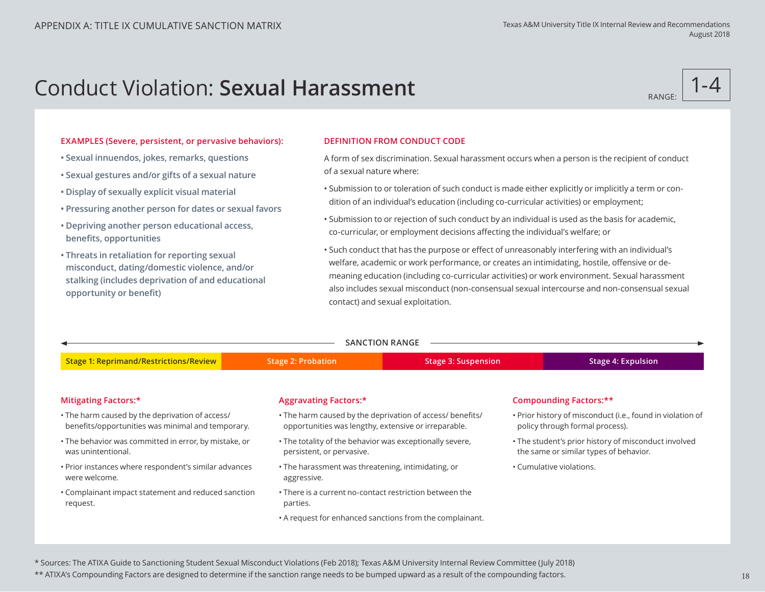# Conduct Violation: **Sexual Harassment**

RANGE: 1-4

**EXAMPLES (Severe, persistent, or pervasive behaviors):**

- Sexual innuendos, jokes, remarks, questions
- Sexual gestures and/or gifts of a sexual nature
- Display of sexually explicit visual material
- Pressuring another person for dates or sexual favors
- Depriving another person educational access, benefits, opportunities
- Threats in retaliation for reporting sexual misconduct, dating/domestic violence, and/or stalking (includes deprivation of and educational opportunity or benefit)

**DEFINITION FROM CONDUCT CODE**

A form of sex discrimination. Sexual harassment occurs when a person is the recipient of conduct of a sexual nature where:

- Submission to or toleration of such conduct is made either explicitly or implicitly a term or condition of an individual's education (including co-curricular activities) or employment;
- Submission to or rejection of such conduct by an individual is used as the basis for academic, co-curricular, or employment decisions affecting the individual's welfare; or
- Such conduct that has the purpose or effect of unreasonably interfering with an individual's welfare, academic or work performance, or creates an intimidating, hostile, offensive or demeaning education (including co-curricular activities) or work environment. Sexual harassment also includes sexual misconduct (non-consensual sexual intercourse and non-consensual sexual contact) and sexual exploitation.

**SANCTION RANGE**

| Stage 1: Reprimand/Restrictions/Review | Stage 2: Probation | Stage 3: Suspension | Stage 4: Expulsion |
|---|---|---|---|

**Mitigating Factors:***

- The harm caused by the deprivation of access/ benefits/opportunities was minimal and temporary.
- The behavior was committed in error, by mistake, or was unintentional.
- Prior instances where respondent's similar advances were welcome.
- Complainant impact statement and reduced sanction request.

**Aggravating Factors:***

- The harm caused by the deprivation of access/ benefits/ opportunities was lengthy, extensive or irreparable.
- The totality of the behavior was exceptionally severe, persistent, or pervasive.
- The harassment was threatening, intimidating, or aggressive.
- There is a current no-contact restriction between the parties.
- A request for enhanced sanctions from the complainant.

**Compounding Factors:****

- Prior history of misconduct (i.e., found in violation of policy through formal process).
- The student's prior history of misconduct involved the same or similar types of behavior.
- Cumulative violations.

\* Sources: The ATIXA Guide to Sanctioning Student Sexual Misconduct Violations (Feb 2018); Texas A&M University Internal Review Committee (July 2018)

\** ATIXA's Compounding Factors are designed to determine if the sanction range needs to be bumped upward as a result of the compounding factors.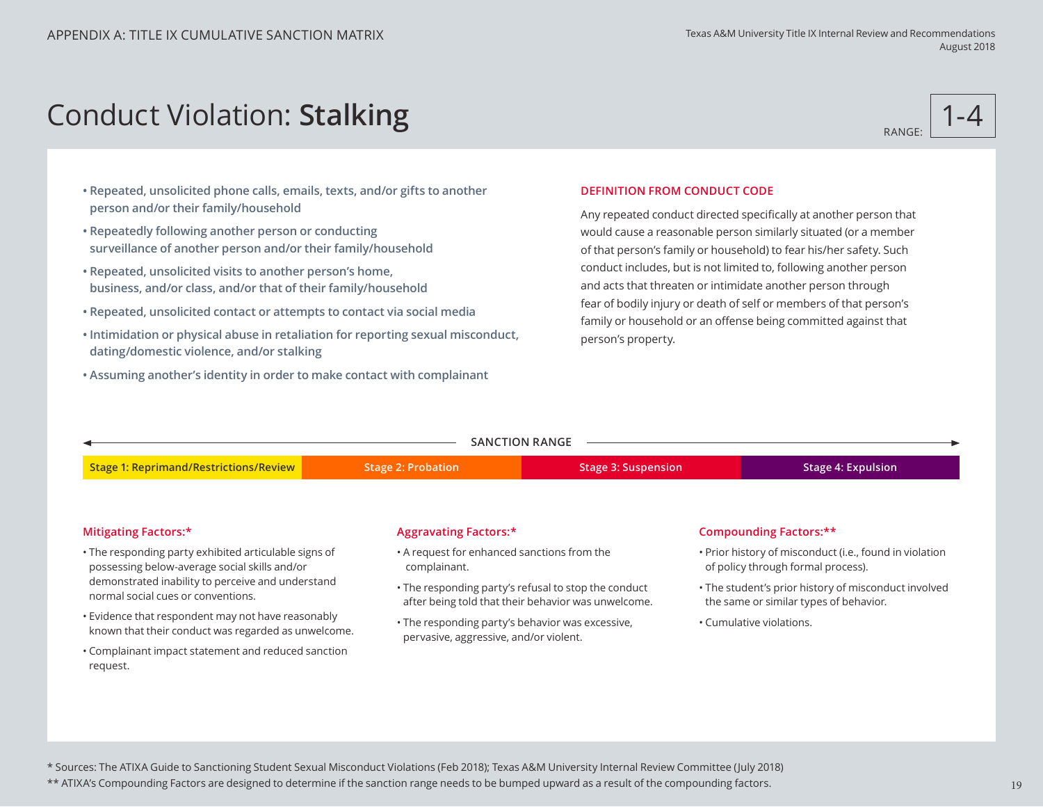# Conduct Violation: **Stalking**

RANGE: 1-4

- **Repeated, unsolicited phone calls, emails, texts, and/or gifts to another person and/or their family/household**
- **Repeatedly following another person or conducting surveillance of another person and/or their family/household**
- **Repeated, unsolicited visits to another person's home, business, and/or class, and/or that of their family/household**
- **Repeated, unsolicited contact or attempts to contact via social media**
- **Intimidation or physical abuse in retaliation for reporting sexual misconduct, dating/domestic violence, and/or stalking**
- **Assuming another's identity in order to make contact with complainant**

## DEFINITION FROM CONDUCT CODE

Any repeated conduct directed specifically at another person that would cause a reasonable person similarly situated (or a member of that person's family or household) to fear his/her safety. Such conduct includes, but is not limited to, following another person and acts that threaten or intimidate another person through fear of bodily injury or death of self or members of that person's family or household or an offense being committed against that person's property.

## SANCTION RANGE

| Stage 1: Reprimand/Restrictions/Review | Stage 2: Probation | Stage 3: Suspension | Stage 4: Expulsion |
|---|---|---|---|

### Mitigating Factors:*

- The responding party exhibited articulable signs of possessing below-average social skills and/or demonstrated inability to perceive and understand normal social cues or conventions.
- Evidence that respondent may not have reasonably known that their conduct was regarded as unwelcome.
- Complainant impact statement and reduced sanction request.

### Aggravating Factors:*

- A request for enhanced sanctions from the complainant.
- The responding party's refusal to stop the conduct after being told that their behavior was unwelcome.
- The responding party's behavior was excessive, pervasive, aggressive, and/or violent.

### Compounding Factors:**

- Prior history of misconduct (i.e., found in violation of policy through formal process).
- The student's prior history of misconduct involved the same or similar types of behavior.
- Cumulative violations.

\* Sources: The ATIXA Guide to Sanctioning Student Sexual Misconduct Violations (Feb 2018); Texas A&M University Internal Review Committee (July 2018)

** ATIXA's Compounding Factors are designed to determine if the sanction range needs to be bumped upward as a result of the compounding factors.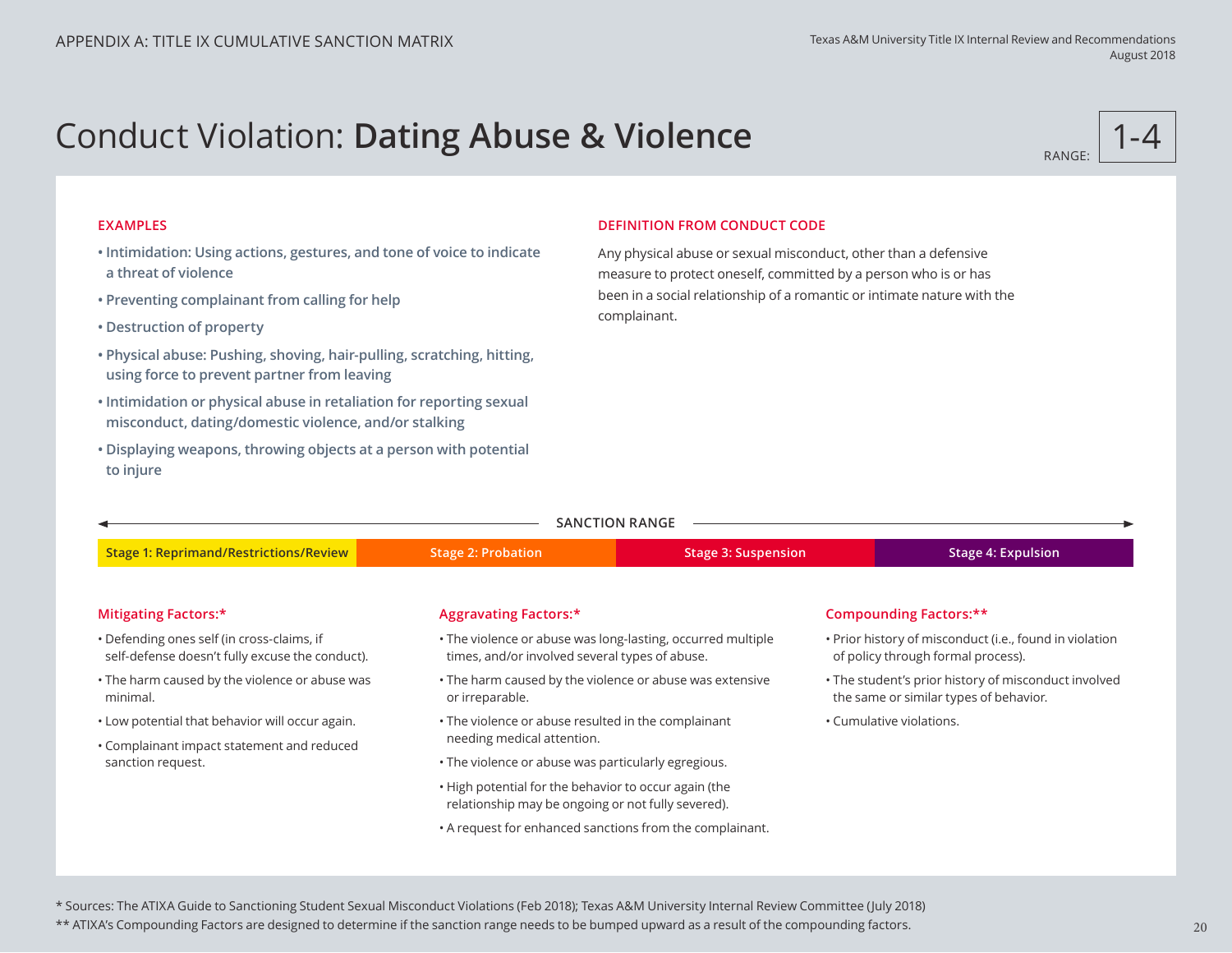# Conduct Violation: **Dating Abuse & Violence**

RANGE: 1-4

**EXAMPLES**

- Intimidation: Using actions, gestures, and tone of voice to indicate a threat of violence
- Preventing complainant from calling for help
- Destruction of property
- Physical abuse: Pushing, shoving, hair-pulling, scratching, hitting, using force to prevent partner from leaving
- Intimidation or physical abuse in retaliation for reporting sexual misconduct, dating/domestic violence, and/or stalking
- Displaying weapons, throwing objects at a person with potential to injure

**DEFINITION FROM CONDUCT CODE**

Any physical abuse or sexual misconduct, other than a defensive measure to protect oneself, committed by a person who is or has been in a social relationship of a romantic or intimate nature with the complainant.

**SANCTION RANGE**

| Stage 1: Reprimand/Restrictions/Review | Stage 2: Probation | Stage 3: Suspension | Stage 4: Expulsion |
|---|---|---|---|

**Mitigating Factors:***

- Defending ones self (in cross-claims, if self-defense doesn't fully excuse the conduct).
- The harm caused by the violence or abuse was minimal.
- Low potential that behavior will occur again.
- Complainant impact statement and reduced sanction request.

**Aggravating Factors:***

- The violence or abuse was long-lasting, occurred multiple times, and/or involved several types of abuse.
- The harm caused by the violence or abuse was extensive or irreparable.
- The violence or abuse resulted in the complainant needing medical attention.
- The violence or abuse was particularly egregious.
- High potential for the behavior to occur again (the relationship may be ongoing or not fully severed).
- A request for enhanced sanctions from the complainant.

**Compounding Factors:****

- Prior history of misconduct (i.e., found in violation of policy through formal process).
- The student's prior history of misconduct involved the same or similar types of behavior.
- Cumulative violations.

\* Sources: The ATIXA Guide to Sanctioning Student Sexual Misconduct Violations (Feb 2018); Texas A&M University Internal Review Committee (July 2018)

** ATIXA's Compounding Factors are designed to determine if the sanction range needs to be bumped upward as a result of the compounding factors.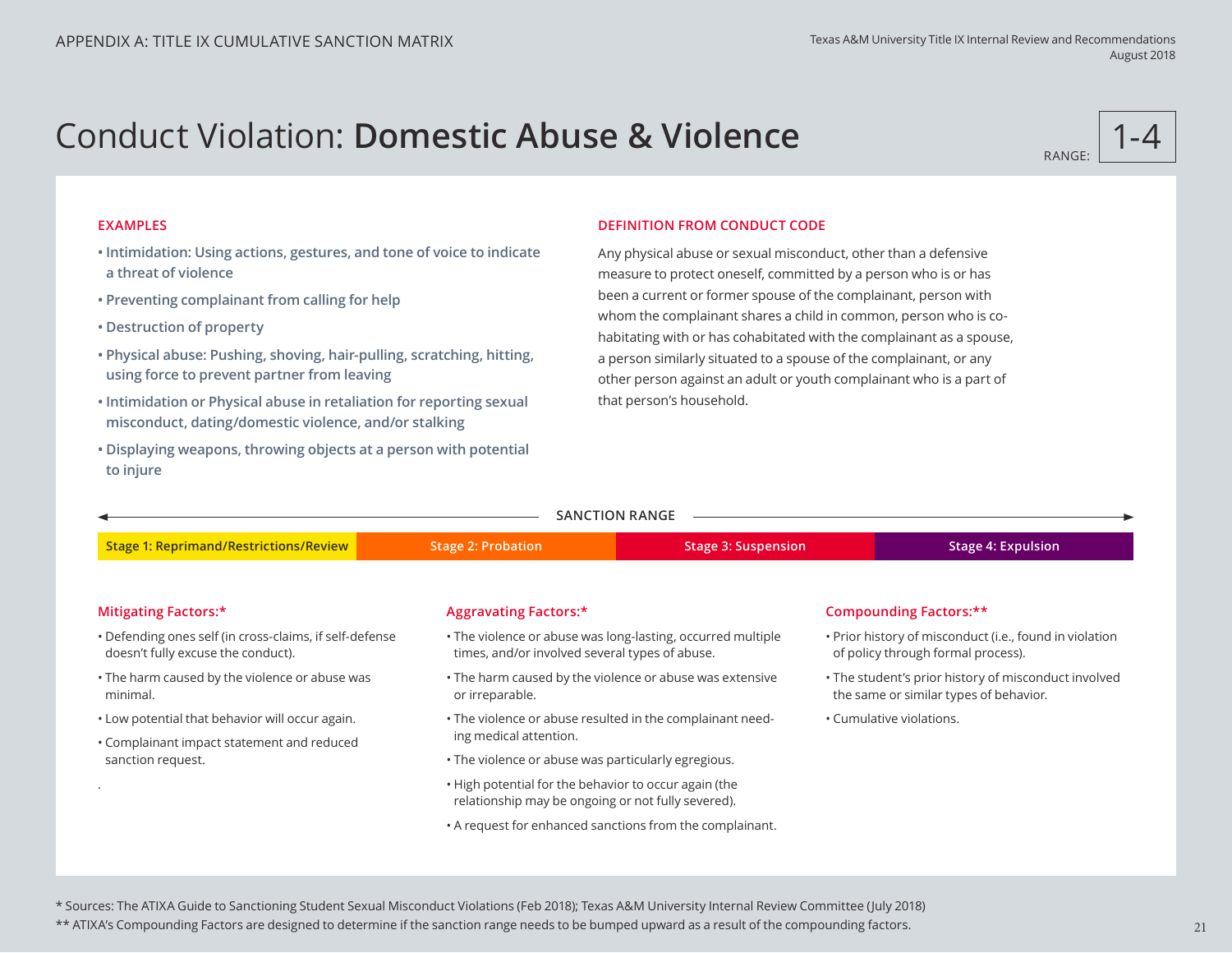# Conduct Violation: **Domestic Abuse & Violence**

RANGE: 1-4

**EXAMPLES**

- Intimidation: Using actions, gestures, and tone of voice to indicate a threat of violence
- Preventing complainant from calling for help
- Destruction of property
- Physical abuse: Pushing, shoving, hair-pulling, scratching, hitting, using force to prevent partner from leaving
- Intimidation or Physical abuse in retaliation for reporting sexual misconduct, dating/domestic violence, and/or stalking
- Displaying weapons, throwing objects at a person with potential to injure

**DEFINITION FROM CONDUCT CODE**

Any physical abuse or sexual misconduct, other than a defensive measure to protect oneself, committed by a person who is or has been a current or former spouse of the complainant, person with whom the complainant shares a child in common, person who is co-habitating with or has cohabitated with the complainant as a spouse, a person similarly situated to a spouse of the complainant, or any other person against an adult or youth complainant who is a part of that person's household.

**SANCTION RANGE**

| Stage 1: Reprimand/Restrictions/Review | Stage 2: Probation | Stage 3: Suspension | Stage 4: Expulsion |
|---|---|---|---|

**Mitigating Factors:***

- Defending ones self (in cross-claims, if self-defense doesn't fully excuse the conduct).
- The harm caused by the violence or abuse was minimal.
- Low potential that behavior will occur again.
- Complainant impact statement and reduced sanction request.

**Aggravating Factors:***

- The violence or abuse was long-lasting, occurred multiple times, and/or involved several types of abuse.
- The harm caused by the violence or abuse was extensive or irreparable.
- The violence or abuse resulted in the complainant needing medical attention.
- The violence or abuse was particularly egregious.
- High potential for the behavior to occur again (the relationship may be ongoing or not fully severed).
- A request for enhanced sanctions from the complainant.

**Compounding Factors:****

- Prior history of misconduct (i.e., found in violation of policy through formal process).
- The student's prior history of misconduct involved the same or similar types of behavior.
- Cumulative violations.

* Sources: The ATIXA Guide to Sanctioning Student Sexual Misconduct Violations (Feb 2018); Texas A&M University Internal Review Committee (July 2018)

** ATIXA's Compounding Factors are designed to determine if the sanction range needs to be bumped upward as a result of the compounding factors.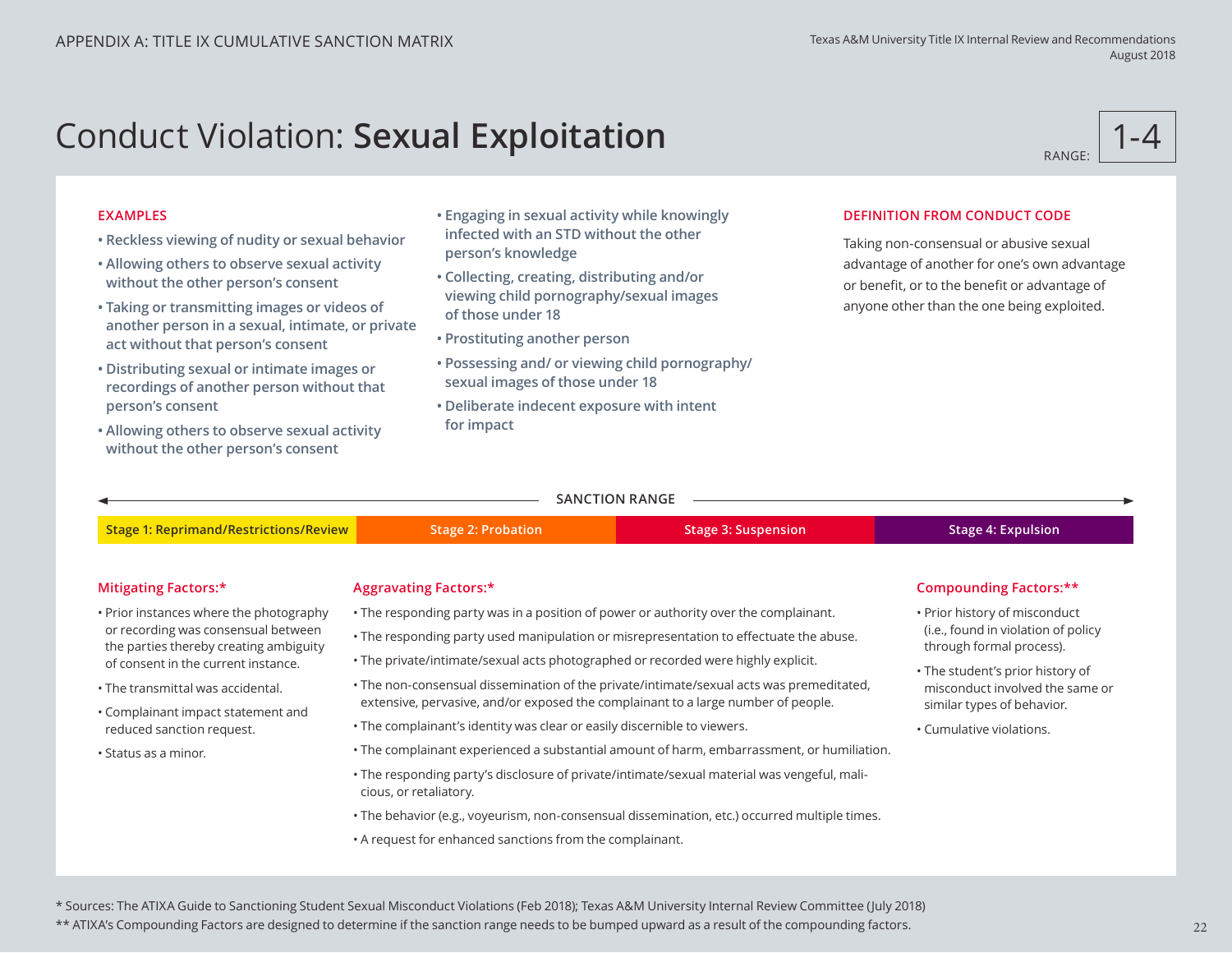# Conduct Violation: **Sexual Exploitation**

RANGE: 1-4

### EXAMPLES

- Reckless viewing of nudity or sexual behavior
- Allowing others to observe sexual activity without the other person's consent
- Taking or transmitting images or videos of another person in a sexual, intimate, or private act without that person's consent
- Distributing sexual or intimate images or recordings of another person without that person's consent
- Allowing others to observe sexual activity without the other person's consent
- Engaging in sexual activity while knowingly infected with an STD without the other person's knowledge
- Collecting, creating, distributing and/or viewing child pornography/sexual images of those under 18
- Prostituting another person
- Possessing and/ or viewing child pornography/ sexual images of those under 18
- Deliberate indecent exposure with intent for impact

### DEFINITION FROM CONDUCT CODE

Taking non-consensual or abusive sexual advantage of another for one's own advantage or benefit, or to the benefit or advantage of anyone other than the one being exploited.

### SANCTION RANGE

| Stage 1: Reprimand/Restrictions/Review | Stage 2: Probation | Stage 3: Suspension | Stage 4: Expulsion |
|---|---|---|---|

### Mitigating Factors:*

- Prior instances where the photography or recording was consensual between the parties thereby creating ambiguity of consent in the current instance.
- The transmittal was accidental.
- Complainant impact statement and reduced sanction request.
- Status as a minor.

### Aggravating Factors:*

- The responding party was in a position of power or authority over the complainant.
- The responding party used manipulation or misrepresentation to effectuate the abuse.
- The private/intimate/sexual acts photographed or recorded were highly explicit.
- The non-consensual dissemination of the private/intimate/sexual acts was premeditated, extensive, pervasive, and/or exposed the complainant to a large number of people.
- The complainant's identity was clear or easily discernible to viewers.
- The complainant experienced a substantial amount of harm, embarrassment, or humiliation.
- The responding party's disclosure of private/intimate/sexual material was vengeful, malicious, or retaliatory.
- The behavior (e.g., voyeurism, non-consensual dissemination, etc.) occurred multiple times.
- A request for enhanced sanctions from the complainant.

### Compounding Factors:**

- Prior history of misconduct (i.e., found in violation of policy through formal process).
- The student's prior history of misconduct involved the same or similar types of behavior.
- Cumulative violations.

\* Sources: The ATIXA Guide to Sanctioning Student Sexual Misconduct Violations (Feb 2018); Texas A&M University Internal Review Committee (July 2018)

\*\* ATIXA's Compounding Factors are designed to determine if the sanction range needs to be bumped upward as a result of the compounding factors.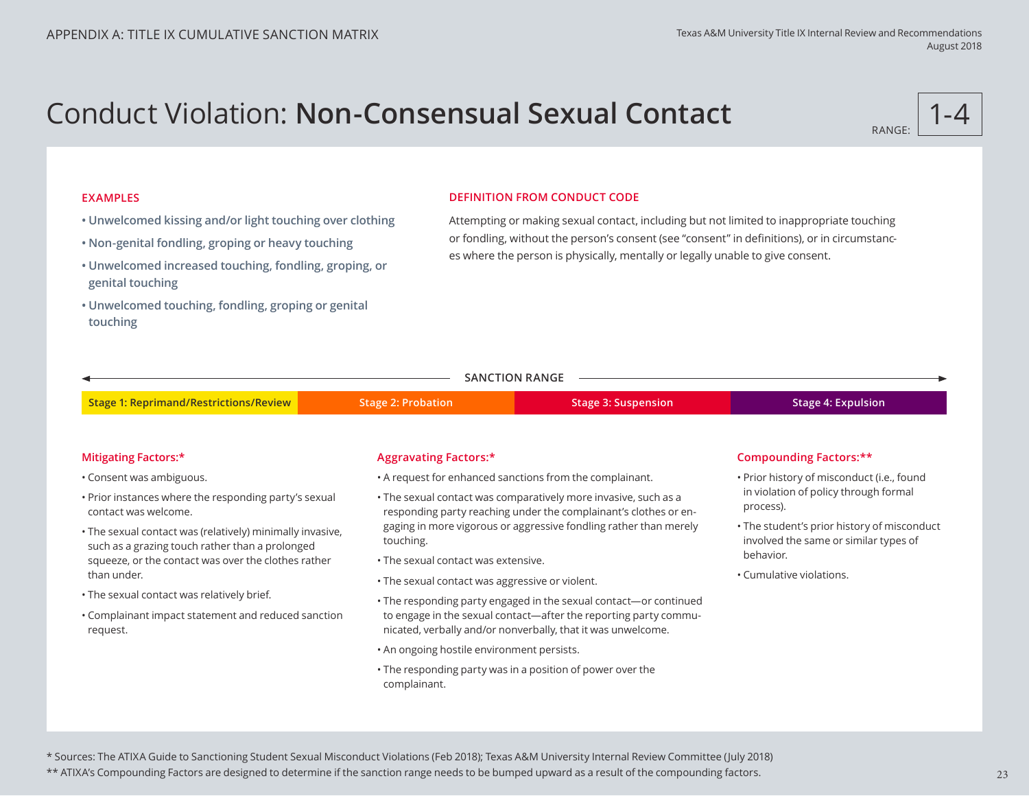APPENDIX A: TITLE IX CUMULATIVE SANCTION MATRIX

# Conduct Violation: **Non-Consensual Sexual Contact**

RANGE: 1-4

### EXAMPLES

- Unwelcomed kissing and/or light touching over clothing
- Non-genital fondling, groping or heavy touching
- Unwelcomed increased touching, fondling, groping, or genital touching
- Unwelcomed touching, fondling, groping or genital touching

### DEFINITION FROM CONDUCT CODE

Attempting or making sexual contact, including but not limited to inappropriate touching or fondling, without the person's consent (see "consent" in definitions), or in circumstances where the person is physically, mentally or legally unable to give consent.

### SANCTION RANGE

| Stage 1: Reprimand/Restrictions/Review | Stage 2: Probation | Stage 3: Suspension | Stage 4: Expulsion |
|---|---|---|---|

### Mitigating Factors:*

- Consent was ambiguous.
- Prior instances where the responding party's sexual contact was welcome.
- The sexual contact was (relatively) minimally invasive, such as a grazing touch rather than a prolonged squeeze, or the contact was over the clothes rather than under.
- The sexual contact was relatively brief.
- Complainant impact statement and reduced sanction request.

### Aggravating Factors:*

- A request for enhanced sanctions from the complainant.
- The sexual contact was comparatively more invasive, such as a responding party reaching under the complainant's clothes or engaging in more vigorous or aggressive fondling rather than merely touching.
- The sexual contact was extensive.
- The sexual contact was aggressive or violent.
- The responding party engaged in the sexual contact—or continued to engage in the sexual contact—after the reporting party communicated, verbally and/or nonverbally, that it was unwelcome.
- An ongoing hostile environment persists.
- The responding party was in a position of power over the complainant.

### Compounding Factors:**

- Prior history of misconduct (i.e., found in violation of policy through formal process).
- The student's prior history of misconduct involved the same or similar types of behavior.
- Cumulative violations.

* Sources: The ATIXA Guide to Sanctioning Student Sexual Misconduct Violations (Feb 2018); Texas A&M University Internal Review Committee (July 2018)

** ATIXA's Compounding Factors are designed to determine if the sanction range needs to be bumped upward as a result of the compounding factors.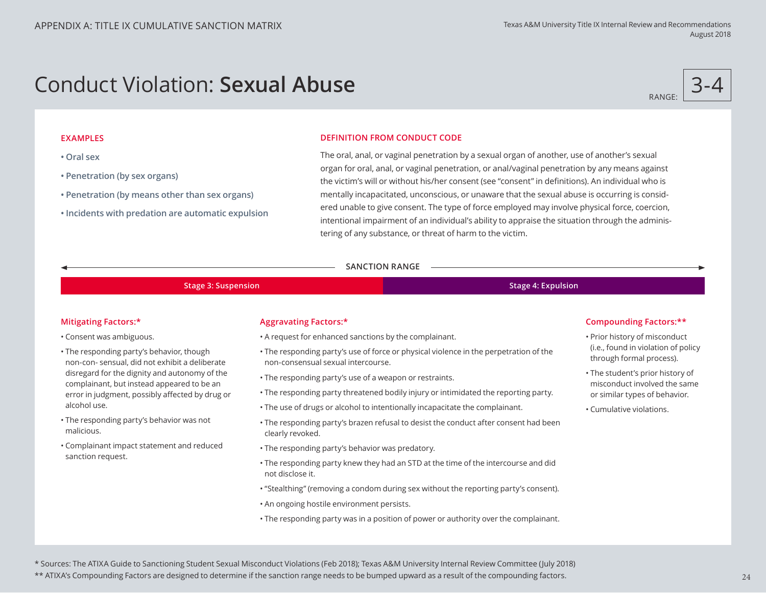# Conduct Violation: **Sexual Abuse**

RANGE: 3-4

### EXAMPLES

- **Oral sex**
- **Penetration (by sex organs)**
- **Penetration (by means other than sex organs)**
- **Incidents with predation are automatic expulsion**

### DEFINITION FROM CONDUCT CODE

The oral, anal, or vaginal penetration by a sexual organ of another, use of another's sexual organ for oral, anal, or vaginal penetration, or anal/vaginal penetration by any means against the victim's will or without his/her consent (see "consent" in definitions). An individual who is mentally incapacitated, unconscious, or unaware that the sexual abuse is occurring is considered unable to give consent. The type of force employed may involve physical force, coercion, intentional impairment of an individual's ability to appraise the situation through the administering of any substance, or threat of harm to the victim.

**SANCTION RANGE**

| Stage 3: Suspension | Stage 4: Expulsion |
| --- | --- |

### Mitigating Factors:*

- Consent was ambiguous.
- The responding party's behavior, though non-con- sensual, did not exhibit a deliberate disregard for the dignity and autonomy of the complainant, but instead appeared to be an error in judgment, possibly affected by drug or alcohol use.
- The responding party's behavior was not malicious.
- Complainant impact statement and reduced sanction request.

### Aggravating Factors:*

- A request for enhanced sanctions by the complainant.
- The responding party's use of force or physical violence in the perpetration of the non-consensual sexual intercourse.
- The responding party's use of a weapon or restraints.
- The responding party threatened bodily injury or intimidated the reporting party.
- The use of drugs or alcohol to intentionally incapacitate the complainant.
- The responding party's brazen refusal to desist the conduct after consent had been clearly revoked.
- The responding party's behavior was predatory.
- The responding party knew they had an STD at the time of the intercourse and did not disclose it.
- "Stealthing" (removing a condom during sex without the reporting party's consent).
- An ongoing hostile environment persists.
- The responding party was in a position of power or authority over the complainant.

### Compounding Factors:**

- Prior history of misconduct (i.e., found in violation of policy through formal process).
- The student's prior history of misconduct involved the same or similar types of behavior.
- Cumulative violations.

* Sources: The ATIXA Guide to Sanctioning Student Sexual Misconduct Violations (Feb 2018); Texas A&M University Internal Review Committee (July 2018)

** ATIXA's Compounding Factors are designed to determine if the sanction range needs to be bumped upward as a result of the compounding factors.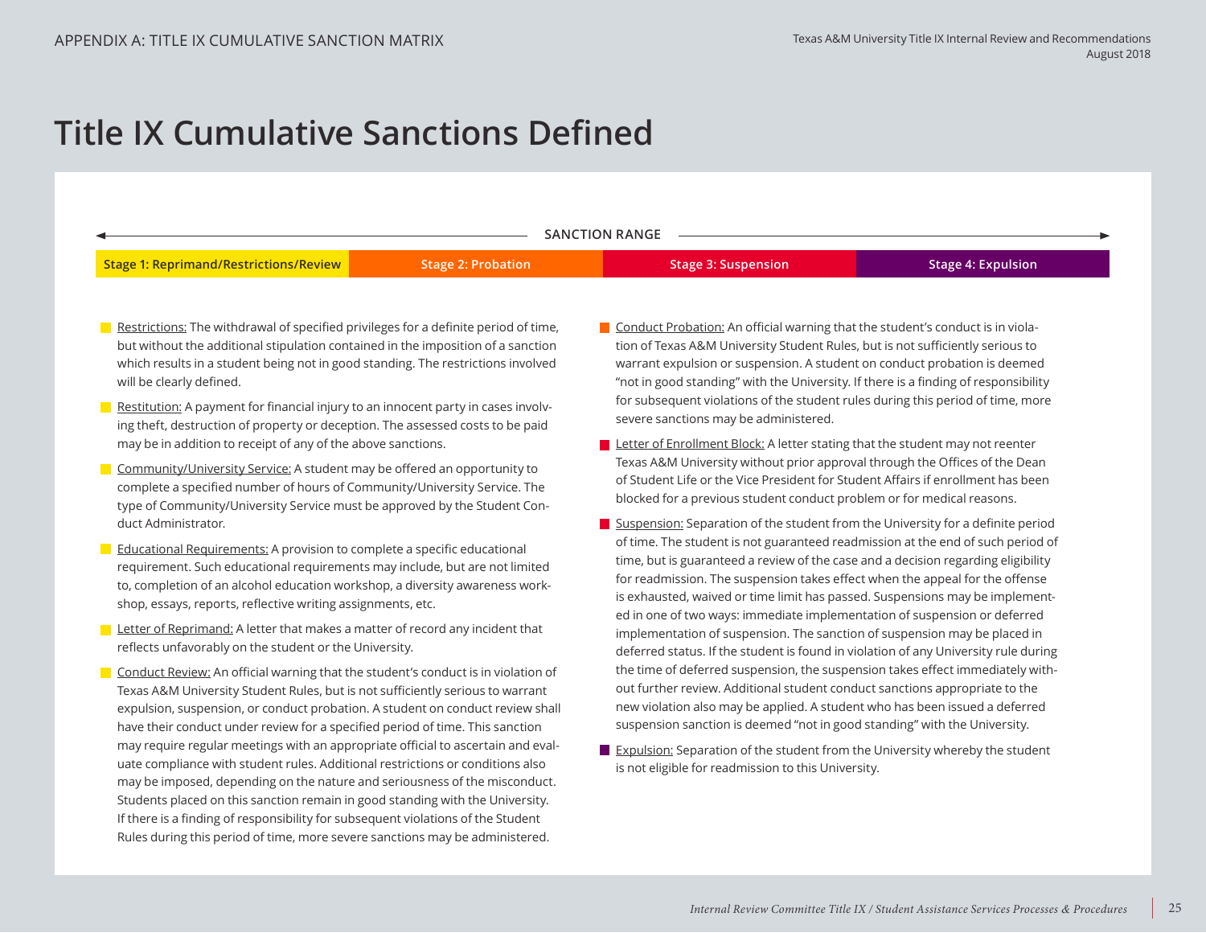# Title IX Cumulative Sanctions Defined

SANCTION RANGE

| Stage 1: Reprimand/Restrictions/Review | Stage 2: Probation | Stage 3: Suspension | Stage 4: Expulsion |
|---|---|---|---|

- Restrictions: The withdrawal of specified privileges for a definite period of time, but without the additional stipulation contained in the imposition of a sanction which results in a student being not in good standing. The restrictions involved will be clearly defined.
- Restitution: A payment for financial injury to an innocent party in cases involving theft, destruction of property or deception. The assessed costs to be paid may be in addition to receipt of any of the above sanctions.
- Community/University Service: A student may be offered an opportunity to complete a specified number of hours of Community/University Service. The type of Community/University Service must be approved by the Student Conduct Administrator.
- Educational Requirements: A provision to complete a specific educational requirement. Such educational requirements may include, but are not limited to, completion of an alcohol education workshop, a diversity awareness workshop, essays, reports, reflective writing assignments, etc.
- Letter of Reprimand: A letter that makes a matter of record any incident that reflects unfavorably on the student or the University.
- Conduct Review: An official warning that the student's conduct is in violation of Texas A&M University Student Rules, but is not sufficiently serious to warrant expulsion, suspension, or conduct probation. A student on conduct review shall have their conduct under review for a specified period of time. This sanction may require regular meetings with an appropriate official to ascertain and evaluate compliance with student rules. Additional restrictions or conditions also may be imposed, depending on the nature and seriousness of the misconduct. Students placed on this sanction remain in good standing with the University. If there is a finding of responsibility for subsequent violations of the Student Rules during this period of time, more severe sanctions may be administered.
- Conduct Probation: An official warning that the student's conduct is in violation of Texas A&M University Student Rules, but is not sufficiently serious to warrant expulsion or suspension. A student on conduct probation is deemed "not in good standing" with the University. If there is a finding of responsibility for subsequent violations of the student rules during this period of time, more severe sanctions may be administered.
- Letter of Enrollment Block: A letter stating that the student may not reenter Texas A&M University without prior approval through the Offices of the Dean of Student Life or the Vice President for Student Affairs if enrollment has been blocked for a previous student conduct problem or for medical reasons.
- Suspension: Separation of the student from the University for a definite period of time. The student is not guaranteed readmission at the end of such period of time, but is guaranteed a review of the case and a decision regarding eligibility for readmission. The suspension takes effect when the appeal for the offense is exhausted, waived or time limit has passed. Suspensions may be implemented in one of two ways: immediate implementation of suspension or deferred implementation of suspension. The sanction of suspension may be placed in deferred status. If the student is found in violation of any University rule during the time of deferred suspension, the suspension takes effect immediately without further review. Additional student conduct sanctions appropriate to the new violation also may be applied. A student who has been issued a deferred suspension sanction is deemed "not in good standing" with the University.
- Expulsion: Separation of the student from the University whereby the student is not eligible for readmission to this University.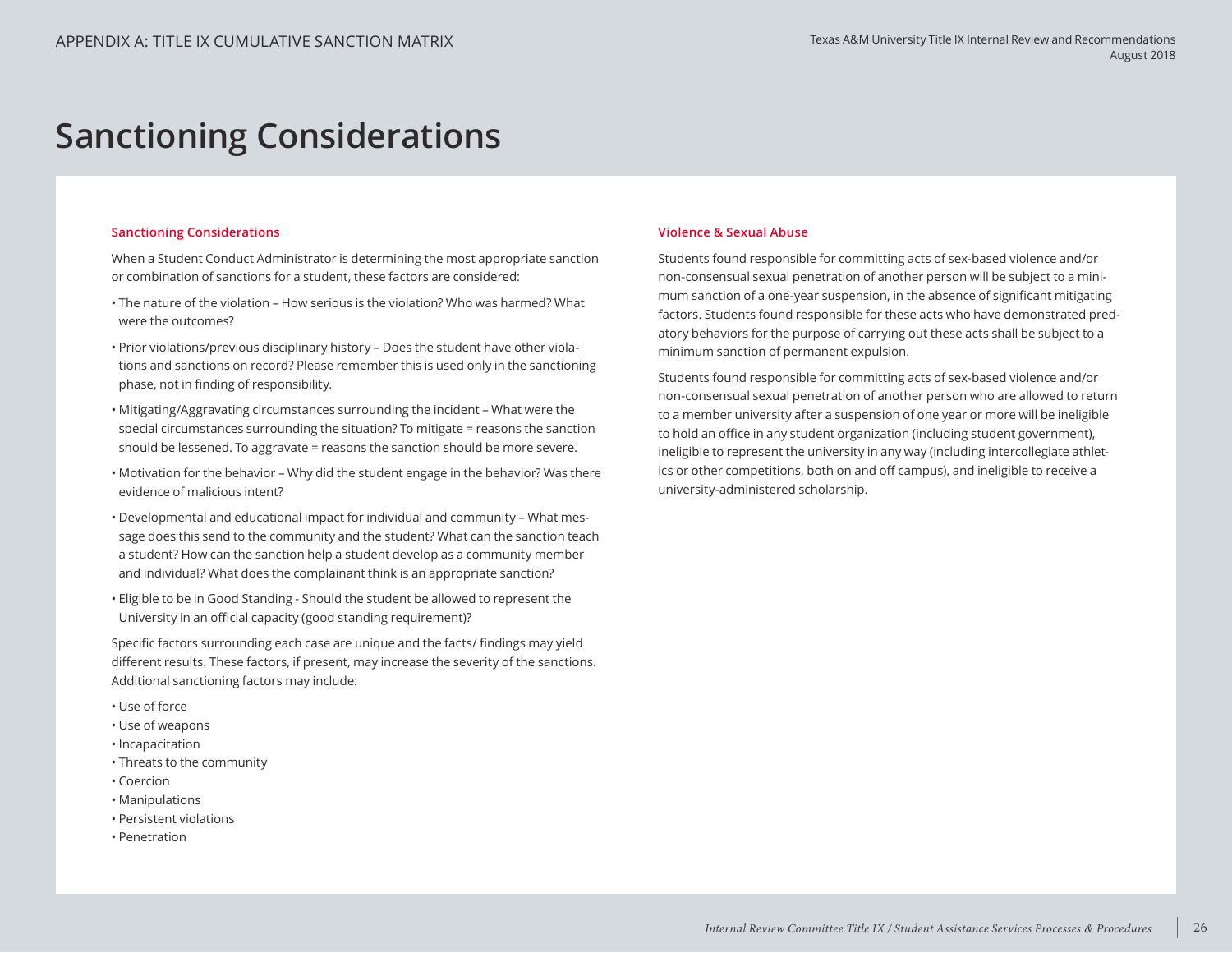# Sanctioning Considerations

### Sanctioning Considerations

When a Student Conduct Administrator is determining the most appropriate sanction or combination of sanctions for a student, these factors are considered:

- The nature of the violation – How serious is the violation? Who was harmed? What were the outcomes?
- Prior violations/previous disciplinary history – Does the student have other violations and sanctions on record? Please remember this is used only in the sanctioning phase, not in finding of responsibility.
- Mitigating/Aggravating circumstances surrounding the incident – What were the special circumstances surrounding the situation? To mitigate = reasons the sanction should be lessened. To aggravate = reasons the sanction should be more severe.
- Motivation for the behavior – Why did the student engage in the behavior? Was there evidence of malicious intent?
- Developmental and educational impact for individual and community – What message does this send to the community and the student? What can the sanction teach a student? How can the sanction help a student develop as a community member and individual? What does the complainant think is an appropriate sanction?
- Eligible to be in Good Standing - Should the student be allowed to represent the University in an official capacity (good standing requirement)?

Specific factors surrounding each case are unique and the facts/ findings may yield different results. These factors, if present, may increase the severity of the sanctions. Additional sanctioning factors may include:

- Use of force
- Use of weapons
- Incapacitation
- Threats to the community
- Coercion
- Manipulations
- Persistent violations
- Penetration

### Violence & Sexual Abuse

Students found responsible for committing acts of sex-based violence and/or non-consensual sexual penetration of another person will be subject to a minimum sanction of a one-year suspension, in the absence of significant mitigating factors. Students found responsible for these acts who have demonstrated predatory behaviors for the purpose of carrying out these acts shall be subject to a minimum sanction of permanent expulsion.

Students found responsible for committing acts of sex-based violence and/or non-consensual sexual penetration of another person who are allowed to return to a member university after a suspension of one year or more will be ineligible to hold an office in any student organization (including student government), ineligible to represent the university in any way (including intercollegiate athletics or other competitions, both on and off campus), and ineligible to receive a university-administered scholarship.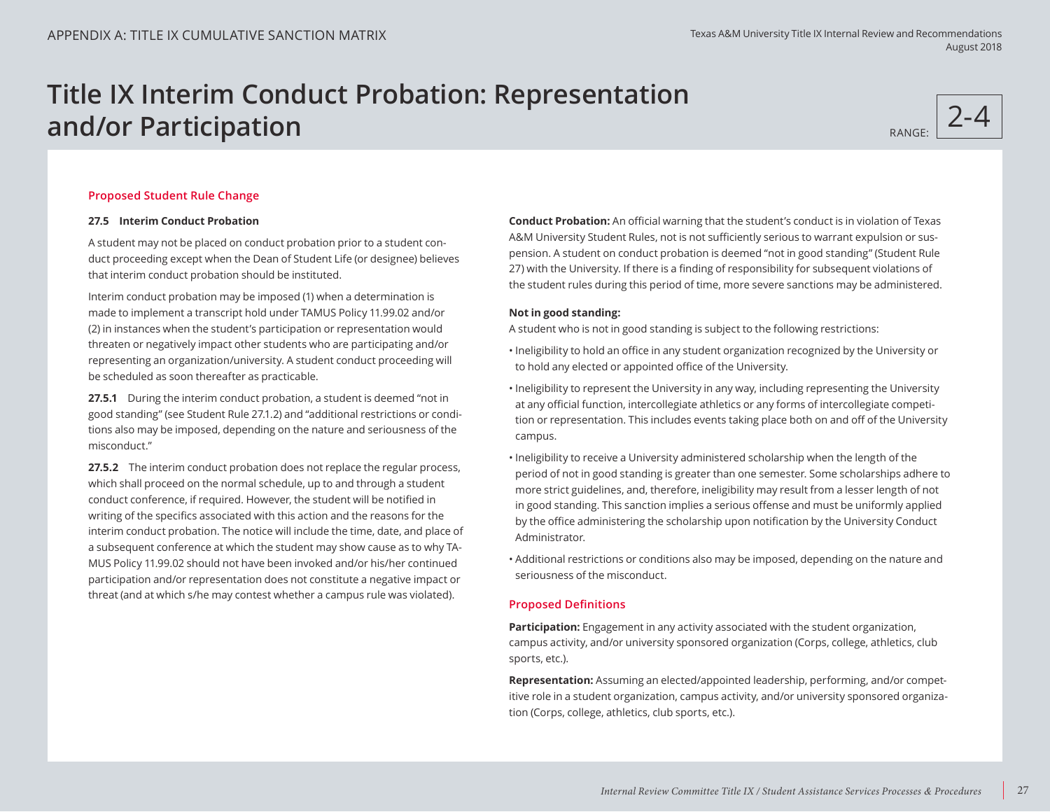APPENDIX A: TITLE IX CUMULATIVE SANCTION MATRIX

# Title IX Interim Conduct Probation: Representation and/or Participation

RANGE: 2-4

## Proposed Student Rule Change

**27.5 Interim Conduct Probation**

A student may not be placed on conduct probation prior to a student conduct proceeding except when the Dean of Student Life (or designee) believes that interim conduct probation should be instituted.

Interim conduct probation may be imposed (1) when a determination is made to implement a transcript hold under TAMUS Policy 11.99.02 and/or (2) in instances when the student's participation or representation would threaten or negatively impact other students who are participating and/or representing an organization/university. A student conduct proceeding will be scheduled as soon thereafter as practicable.

**27.5.1** During the interim conduct probation, a student is deemed "not in good standing" (see Student Rule 27.1.2) and "additional restrictions or conditions also may be imposed, depending on the nature and seriousness of the misconduct."

**27.5.2** The interim conduct probation does not replace the regular process, which shall proceed on the normal schedule, up to and through a student conduct conference, if required. However, the student will be notified in writing of the specifics associated with this action and the reasons for the interim conduct probation. The notice will include the time, date, and place of a subsequent conference at which the student may show cause as to why TAMUS Policy 11.99.02 should not have been invoked and/or his/her continued participation and/or representation does not constitute a negative impact or threat (and at which s/he may contest whether a campus rule was violated).

**Conduct Probation:** An official warning that the student's conduct is in violation of Texas A&M University Student Rules, not is not sufficiently serious to warrant expulsion or suspension. A student on conduct probation is deemed "not in good standing" (Student Rule 27) with the University. If there is a finding of responsibility for subsequent violations of the student rules during this period of time, more severe sanctions may be administered.

**Not in good standing:**
A student who is not in good standing is subject to the following restrictions:

- Ineligibility to hold an office in any student organization recognized by the University or to hold any elected or appointed office of the University.
- Ineligibility to represent the University in any way, including representing the University at any official function, intercollegiate athletics or any forms of intercollegiate competition or representation. This includes events taking place both on and off of the University campus.
- Ineligibility to receive a University administered scholarship when the length of the period of not in good standing is greater than one semester. Some scholarships adhere to more strict guidelines, and, therefore, ineligibility may result from a lesser length of not in good standing. This sanction implies a serious offense and must be uniformly applied by the office administering the scholarship upon notification by the University Conduct Administrator.
- Additional restrictions or conditions also may be imposed, depending on the nature and seriousness of the misconduct.

## Proposed Definitions

**Participation:** Engagement in any activity associated with the student organization, campus activity, and/or university sponsored organization (Corps, college, athletics, club sports, etc.).

**Representation:** Assuming an elected/appointed leadership, performing, and/or competitive role in a student organization, campus activity, and/or university sponsored organization (Corps, college, athletics, club sports, etc.).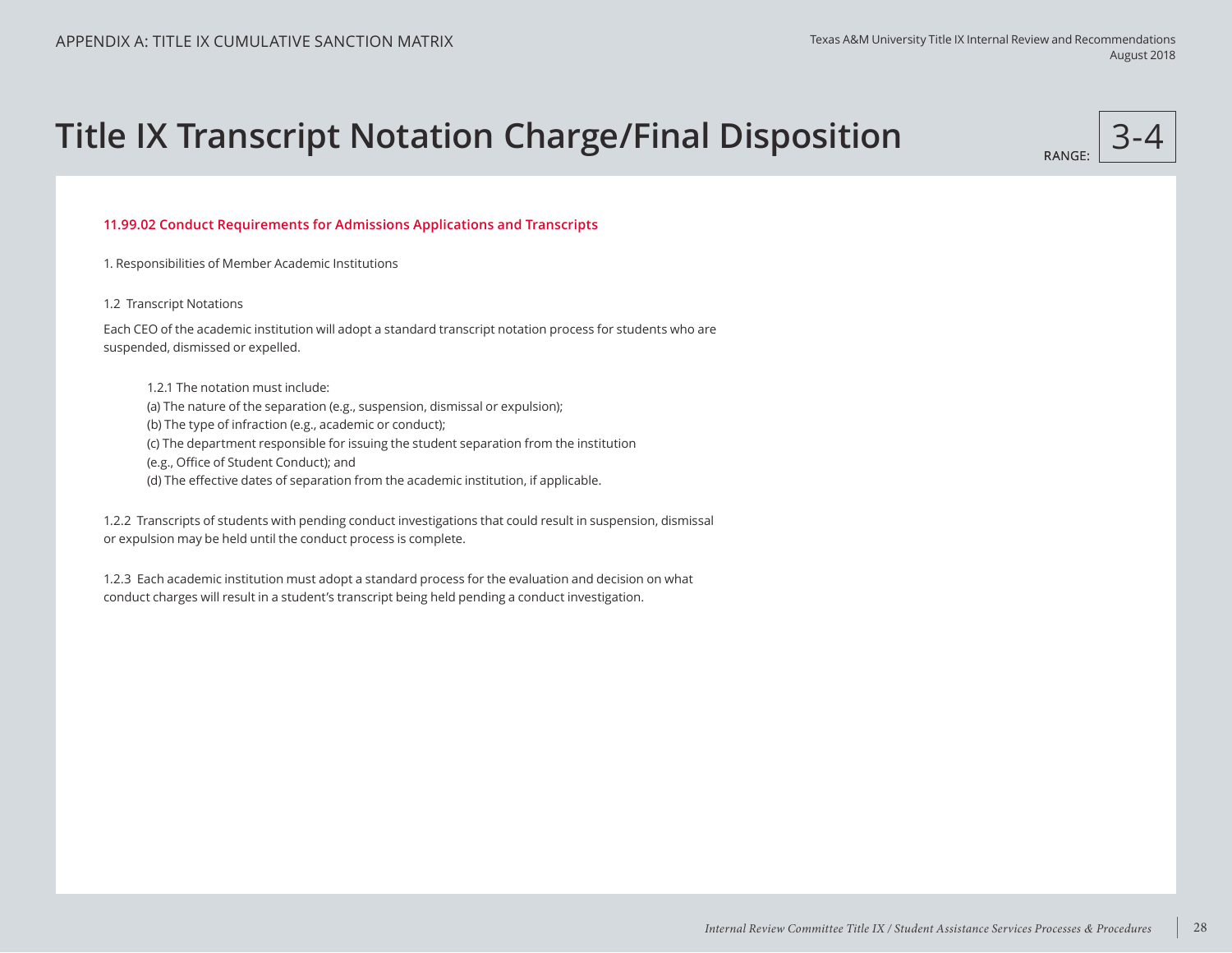# Title IX Transcript Notation Charge/Final Disposition

RANGE: 3-4

**11.99.02 Conduct Requirements for Admissions Applications and Transcripts**

1. Responsibilities of Member Academic Institutions

1.2 Transcript Notations

Each CEO of the academic institution will adopt a standard transcript notation process for students who are suspended, dismissed or expelled.

> 1.2.1 The notation must include:
> (a) The nature of the separation (e.g., suspension, dismissal or expulsion);
> (b) The type of infraction (e.g., academic or conduct);
> (c) The department responsible for issuing the student separation from the institution (e.g., Office of Student Conduct); and
> (d) The effective dates of separation from the academic institution, if applicable.

1.2.2 Transcripts of students with pending conduct investigations that could result in suspension, dismissal or expulsion may be held until the conduct process is complete.

1.2.3 Each academic institution must adopt a standard process for the evaluation and decision on what conduct charges will result in a student's transcript being held pending a conduct investigation.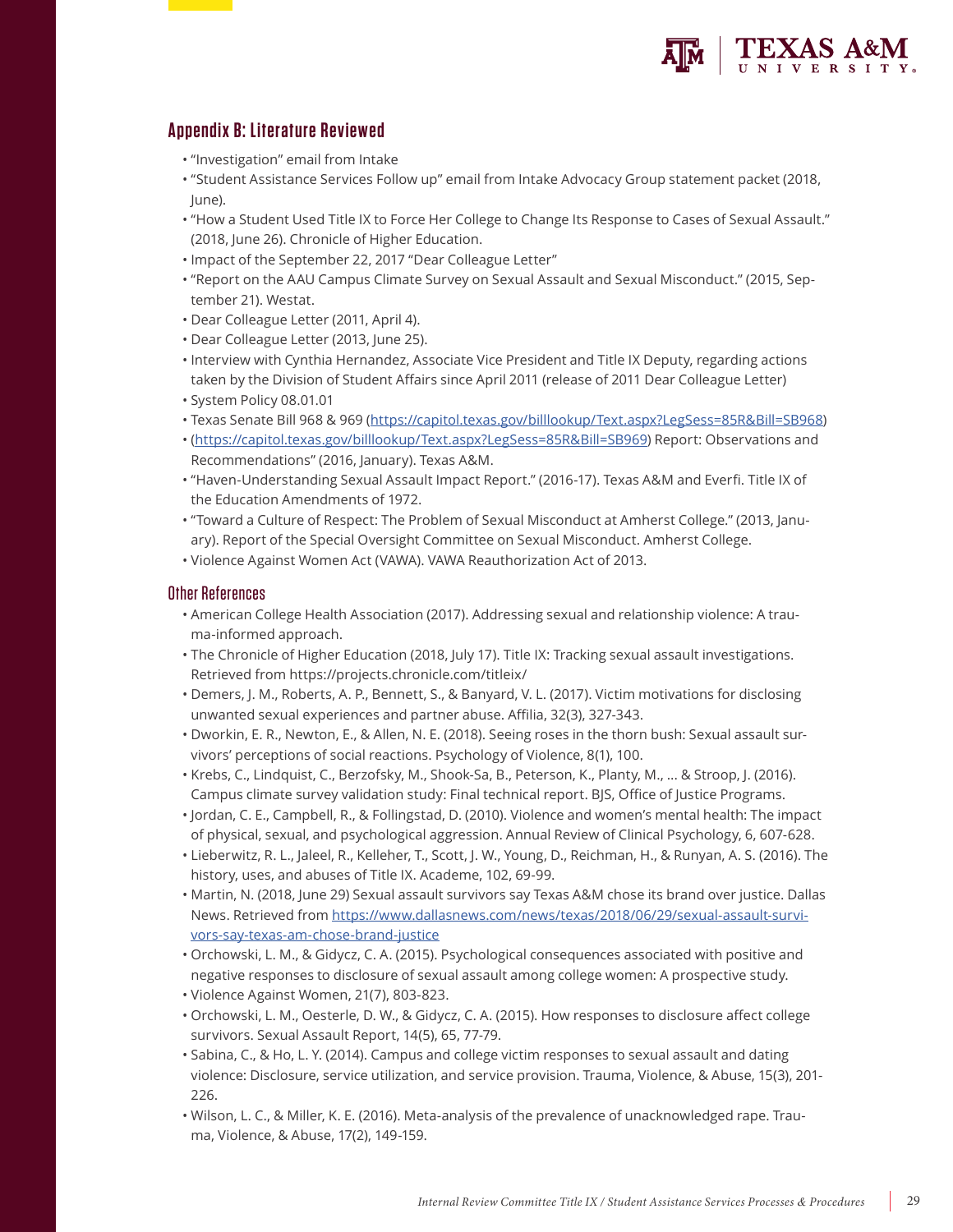## Appendix B: Literature Reviewed

- "Investigation" email from Intake
- "Student Assistance Services Follow up" email from Intake Advocacy Group statement packet (2018, June).
- "How a Student Used Title IX to Force Her College to Change Its Response to Cases of Sexual Assault." (2018, June 26). Chronicle of Higher Education.
- Impact of the September 22, 2017 "Dear Colleague Letter"
- "Report on the AAU Campus Climate Survey on Sexual Assault and Sexual Misconduct." (2015, September 21). Westat.
- Dear Colleague Letter (2011, April 4).
- Dear Colleague Letter (2013, June 25).
- Interview with Cynthia Hernandez, Associate Vice President and Title IX Deputy, regarding actions taken by the Division of Student Affairs since April 2011 (release of 2011 Dear Colleague Letter)
- System Policy 08.01.01
- Texas Senate Bill 968 & 969 (https://capitol.texas.gov/billlookup/Text.aspx?LegSess=85R&Bill=SB968)
- (https://capitol.texas.gov/billlookup/Text.aspx?LegSess=85R&Bill=SB969) Report: Observations and Recommendations" (2016, January). Texas A&M.
- "Haven-Understanding Sexual Assault Impact Report." (2016-17). Texas A&M and Everfi. Title IX of the Education Amendments of 1972.
- "Toward a Culture of Respect: The Problem of Sexual Misconduct at Amherst College." (2013, January). Report of the Special Oversight Committee on Sexual Misconduct. Amherst College.
- Violence Against Women Act (VAWA). VAWA Reauthorization Act of 2013.

### Other References

- American College Health Association (2017). Addressing sexual and relationship violence: A trauma-informed approach.
- The Chronicle of Higher Education (2018, July 17). Title IX: Tracking sexual assault investigations. Retrieved from https://projects.chronicle.com/titleix/
- Demers, J. M., Roberts, A. P., Bennett, S., & Banyard, V. L. (2017). Victim motivations for disclosing unwanted sexual experiences and partner abuse. Affilia, 32(3), 327-343.
- Dworkin, E. R., Newton, E., & Allen, N. E. (2018). Seeing roses in the thorn bush: Sexual assault survivors' perceptions of social reactions. Psychology of Violence, 8(1), 100.
- Krebs, C., Lindquist, C., Berzofsky, M., Shook-Sa, B., Peterson, K., Planty, M., ... & Stroop, J. (2016). Campus climate survey validation study: Final technical report. BJS, Office of Justice Programs.
- Jordan, C. E., Campbell, R., & Follingstad, D. (2010). Violence and women's mental health: The impact of physical, sexual, and psychological aggression. Annual Review of Clinical Psychology, 6, 607-628.
- Lieberwitz, R. L., Jaleel, R., Kelleher, T., Scott, J. W., Young, D., Reichman, H., & Runyan, A. S. (2016). The history, uses, and abuses of Title IX. Academe, 102, 69-99.
- Martin, N. (2018, June 29) Sexual assault survivors say Texas A&M chose its brand over justice. Dallas News. Retrieved from https://www.dallasnews.com/news/texas/2018/06/29/sexual-assault-survivors-say-texas-am-chose-brand-justice
- Orchowski, L. M., & Gidycz, C. A. (2015). Psychological consequences associated with positive and negative responses to disclosure of sexual assault among college women: A prospective study.
- Violence Against Women, 21(7), 803-823.
- Orchowski, L. M., Oesterle, D. W., & Gidycz, C. A. (2015). How responses to disclosure affect college survivors. Sexual Assault Report, 14(5), 65, 77-79.
- Sabina, C., & Ho, L. Y. (2014). Campus and college victim responses to sexual assault and dating violence: Disclosure, service utilization, and service provision. Trauma, Violence, & Abuse, 15(3), 201-226.
- Wilson, L. C., & Miller, K. E. (2016). Meta-analysis of the prevalence of unacknowledged rape. Trauma, Violence, & Abuse, 17(2), 149-159.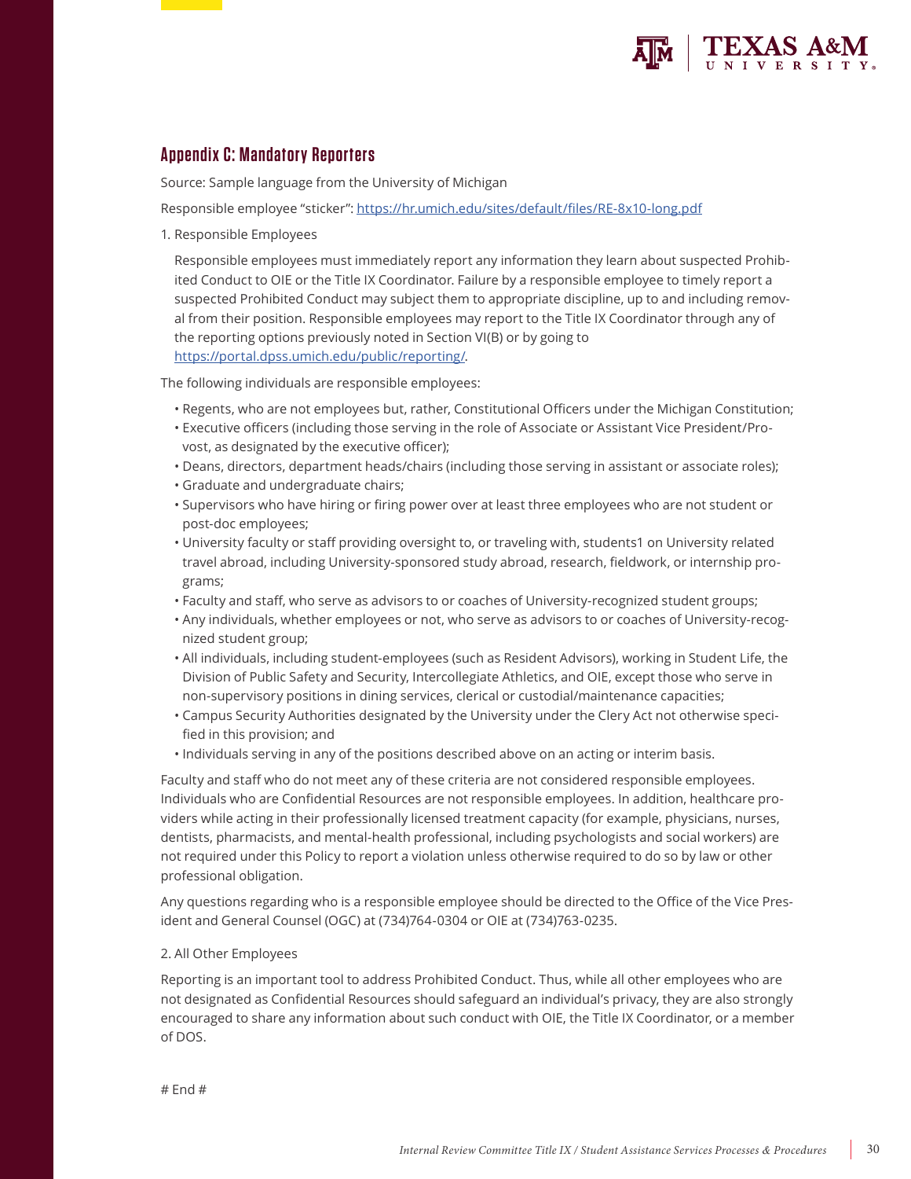## Appendix C: Mandatory Reporters

Source: Sample language from the University of Michigan

Responsible employee "sticker": https://hr.umich.edu/sites/default/files/RE-8x10-long.pdf

1. Responsible Employees

   Responsible employees must immediately report any information they learn about suspected Prohibited Conduct to OIE or the Title IX Coordinator. Failure by a responsible employee to timely report a suspected Prohibited Conduct may subject them to appropriate discipline, up to and including removal from their position. Responsible employees may report to the Title IX Coordinator through any of the reporting options previously noted in Section VI(B) or by going to https://portal.dpss.umich.edu/public/reporting/.

The following individuals are responsible employees:

- Regents, who are not employees but, rather, Constitutional Officers under the Michigan Constitution;
- Executive officers (including those serving in the role of Associate or Assistant Vice President/Provost, as designated by the executive officer);
- Deans, directors, department heads/chairs (including those serving in assistant or associate roles);
- Graduate and undergraduate chairs;
- Supervisors who have hiring or firing power over at least three employees who are not student or post-doc employees;
- University faculty or staff providing oversight to, or traveling with, students1 on University related travel abroad, including University-sponsored study abroad, research, fieldwork, or internship programs;
- Faculty and staff, who serve as advisors to or coaches of University-recognized student groups;
- Any individuals, whether employees or not, who serve as advisors to or coaches of University-recognized student group;
- All individuals, including student-employees (such as Resident Advisors), working in Student Life, the Division of Public Safety and Security, Intercollegiate Athletics, and OIE, except those who serve in non-supervisory positions in dining services, clerical or custodial/maintenance capacities;
- Campus Security Authorities designated by the University under the Clery Act not otherwise specified in this provision; and
- Individuals serving in any of the positions described above on an acting or interim basis.

Faculty and staff who do not meet any of these criteria are not considered responsible employees. Individuals who are Confidential Resources are not responsible employees. In addition, healthcare providers while acting in their professionally licensed treatment capacity (for example, physicians, nurses, dentists, pharmacists, and mental-health professional, including psychologists and social workers) are not required under this Policy to report a violation unless otherwise required to do so by law or other professional obligation.

Any questions regarding who is a responsible employee should be directed to the Office of the Vice President and General Counsel (OGC) at (734)764-0304 or OIE at (734)763-0235.

2. All Other Employees

Reporting is an important tool to address Prohibited Conduct. Thus, while all other employees who are not designated as Confidential Resources should safeguard an individual's privacy, they are also strongly encouraged to share any information about such conduct with OIE, the Title IX Coordinator, or a member of DOS.

# End #